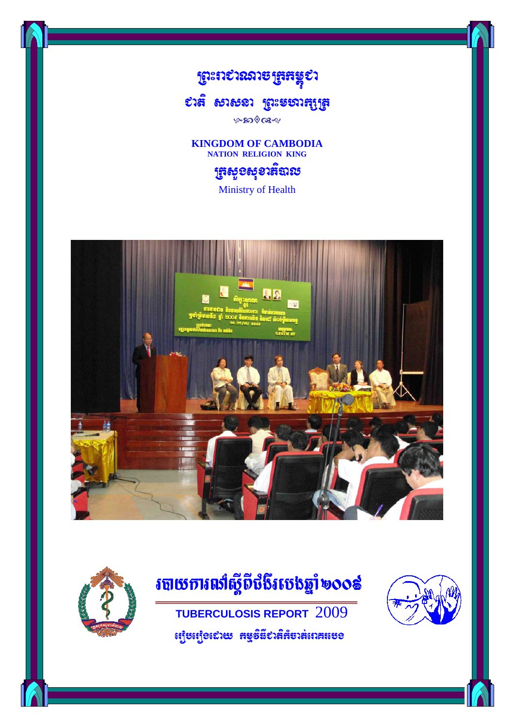ព្រះរាជាណាចក្រកម្ពុជា

ជាតិ សាសនា ព្រះមហាក្សត្រ

**KINGDOM OF CAMBODIA**

**NATION RELIGION KING**

ក្រសួងសុខាភិបាល

Ministry of Health

# របាយការណ៍ស្តីពីជំងឺរបេងឆ្នាំ២០០៩

## TUBERCULOSIS REPORT 2009

រៀបរៀងដោយ កម្មវិធីជាតិកំចាត់រោគរបេង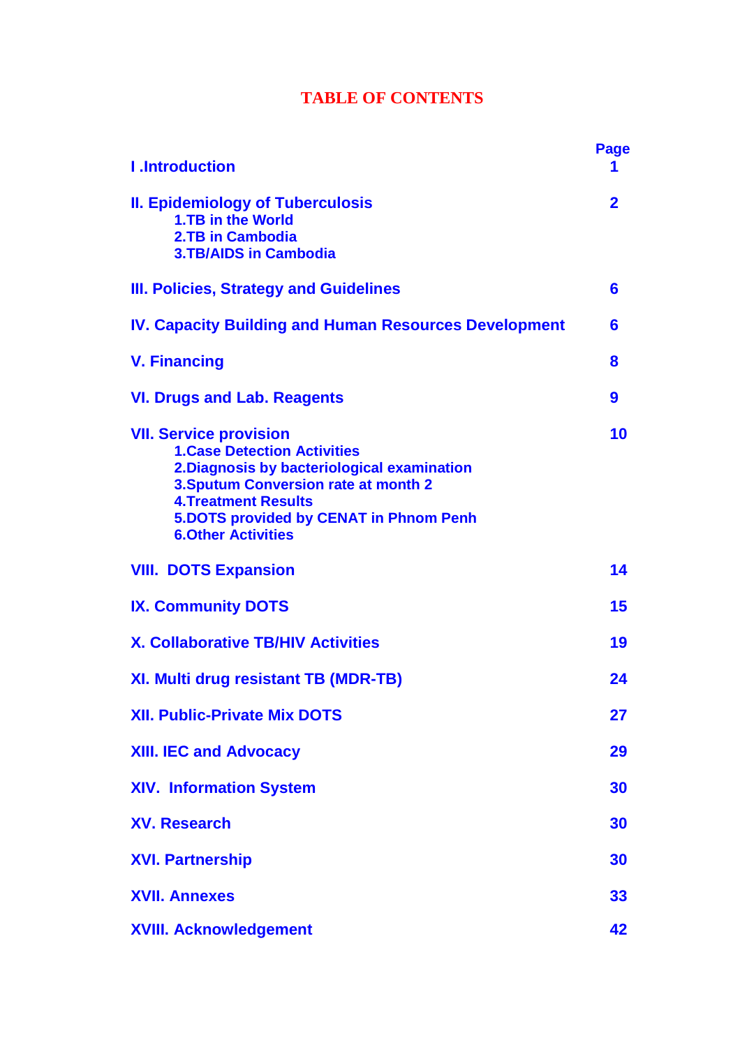# TABLE OF CONTENTS

| | Page |
|---|---|
| **I .Introduction** | **1** |
| **II. Epidemiology of Tuberculosis** | **2** |
| **1.TB in the World** | |
| **2.TB in Cambodia** | |
| **3.TB/AIDS in Cambodia** | |
| **III. Policies, Strategy and Guidelines** | **6** |
| **IV. Capacity Building and Human Resources Development** | **6** |
| **V. Financing** | **8** |
| **VI. Drugs and Lab. Reagents** | **9** |
| **VII. Service provision** | **10** |
| **1.Case Detection Activities** | |
| **2.Diagnosis by bacteriological examination** | |
| **3.Sputum Conversion rate at month 2** | |
| **4.Treatment Results** | |
| **5.DOTS provided by CENAT in Phnom Penh** | |
| **6.Other Activities** | |
| **VIII. DOTS Expansion** | **14** |
| **IX. Community DOTS** | **15** |
| **X. Collaborative TB/HIV Activities** | **19** |
| **XI. Multi drug resistant TB (MDR-TB)** | **24** |
| **XII. Public-Private Mix DOTS** | **27** |
| **XIII. IEC and Advocacy** | **29** |
| **XIV. Information System** | **30** |
| **XV. Research** | **30** |
| **XVI. Partnership** | **30** |
| **XVII. Annexes** | **33** |
| **XVIII. Acknowledgement** | **42** |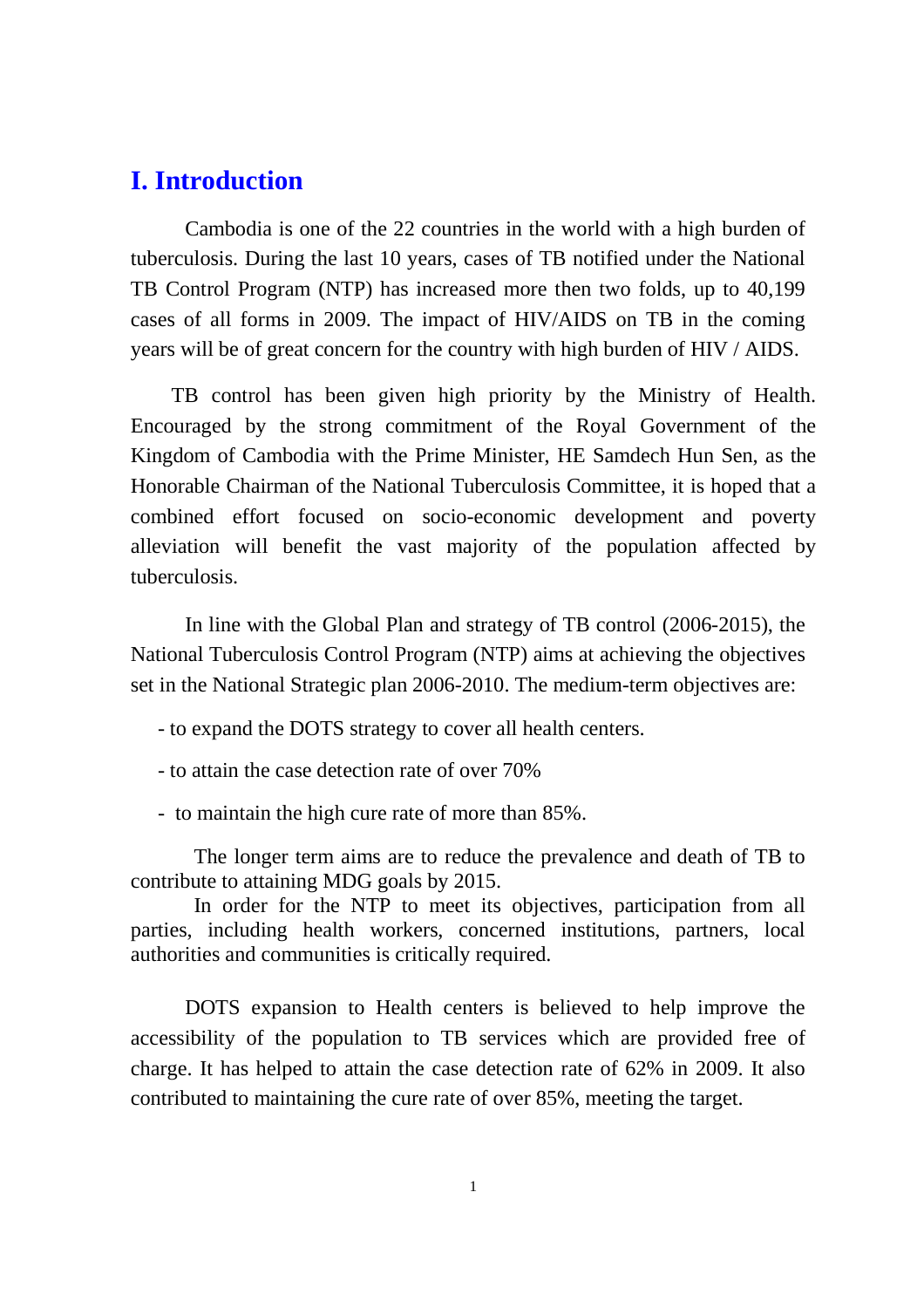# I. Introduction

Cambodia is one of the 22 countries in the world with a high burden of tuberculosis. During the last 10 years, cases of TB notified under the National TB Control Program (NTP) has increased more then two folds, up to 40,199 cases of all forms in 2009. The impact of HIV/AIDS on TB in the coming years will be of great concern for the country with high burden of HIV / AIDS.

TB control has been given high priority by the Ministry of Health. Encouraged by the strong commitment of the Royal Government of the Kingdom of Cambodia with the Prime Minister, HE Samdech Hun Sen, as the Honorable Chairman of the National Tuberculosis Committee, it is hoped that a combined effort focused on socio-economic development and poverty alleviation will benefit the vast majority of the population affected by tuberculosis.

In line with the Global Plan and strategy of TB control (2006-2015), the National Tuberculosis Control Program (NTP) aims at achieving the objectives set in the National Strategic plan 2006-2010. The medium-term objectives are:

- to expand the DOTS strategy to cover all health centers.
- to attain the case detection rate of over 70%
- to maintain the high cure rate of more than 85%.

The longer term aims are to reduce the prevalence and death of TB to contribute to attaining MDG goals by 2015.

In order for the NTP to meet its objectives, participation from all parties, including health workers, concerned institutions, partners, local authorities and communities is critically required.

DOTS expansion to Health centers is believed to help improve the accessibility of the population to TB services which are provided free of charge. It has helped to attain the case detection rate of 62% in 2009. It also contributed to maintaining the cure rate of over 85%, meeting the target.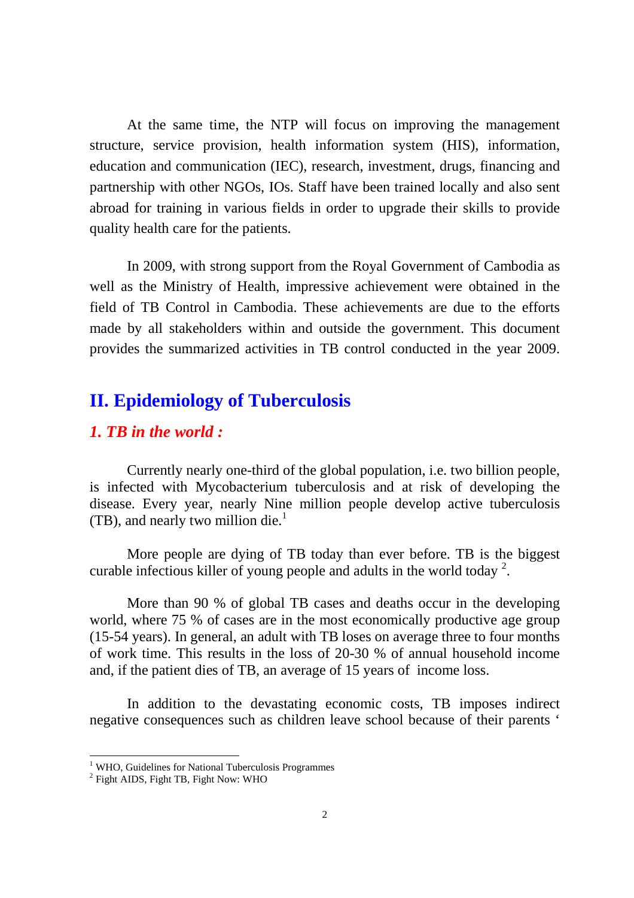At the same time, the NTP will focus on improving the management structure, service provision, health information system (HIS), information, education and communication (IEC), research, investment, drugs, financing and partnership with other NGOs, IOs. Staff have been trained locally and also sent abroad for training in various fields in order to upgrade their skills to provide quality health care for the patients.

In 2009, with strong support from the Royal Government of Cambodia as well as the Ministry of Health, impressive achievement were obtained in the field of TB Control in Cambodia. These achievements are due to the efforts made by all stakeholders within and outside the government. This document provides the summarized activities in TB control conducted in the year 2009.

## II. Epidemiology of Tuberculosis

### *1. TB in the world :*

Currently nearly one-third of the global population, i.e. two billion people, is infected with Mycobacterium tuberculosis and at risk of developing the disease. Every year, nearly Nine million people develop active tuberculosis (TB), and nearly two million die.[1]

More people are dying of TB today than ever before. TB is the biggest curable infectious killer of young people and adults in the world today [2].

More than 90 % of global TB cases and deaths occur in the developing world, where 75 % of cases are in the most economically productive age group (15-54 years). In general, an adult with TB loses on average three to four months of work time. This results in the loss of 20-30 % of annual household income and, if the patient dies of TB, an average of 15 years of income loss.

In addition to the devastating economic costs, TB imposes indirect negative consequences such as children leave school because of their parents '

---

[1] WHO, Guidelines for National Tuberculosis Programmes

[2] Fight AIDS, Fight TB, Fight Now: WHO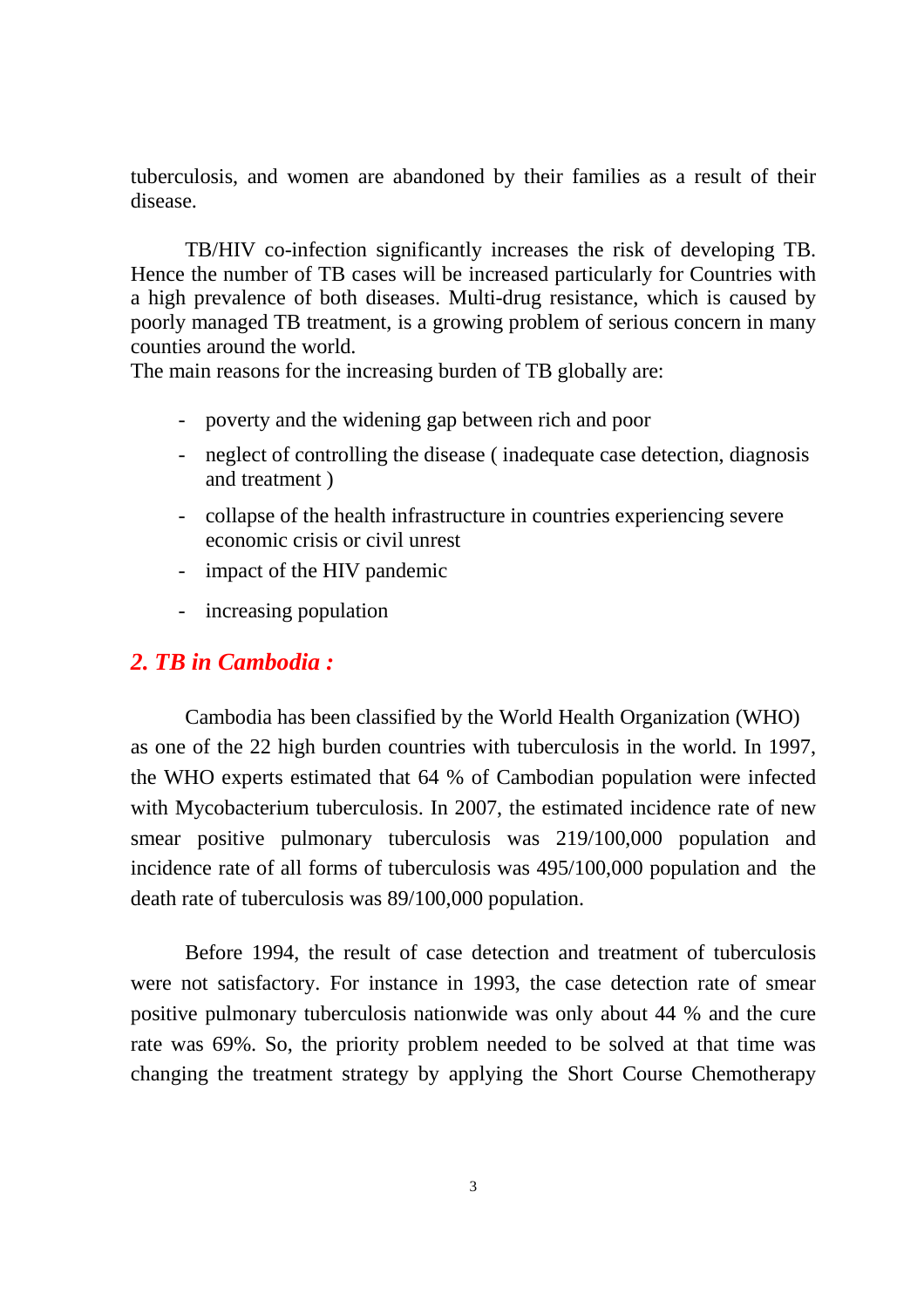tuberculosis, and women are abandoned by their families as a result of their disease.

TB/HIV co-infection significantly increases the risk of developing TB. Hence the number of TB cases will be increased particularly for Countries with a high prevalence of both diseases. Multi-drug resistance, which is caused by poorly managed TB treatment, is a growing problem of serious concern in many counties around the world.
The main reasons for the increasing burden of TB globally are:

- poverty and the widening gap between rich and poor
- neglect of controlling the disease ( inadequate case detection, diagnosis and treatment )
- collapse of the health infrastructure in countries experiencing severe economic crisis or civil unrest
- impact of the HIV pandemic
- increasing population

## *2. TB in Cambodia :*

Cambodia has been classified by the World Health Organization (WHO) as one of the 22 high burden countries with tuberculosis in the world. In 1997, the WHO experts estimated that 64 % of Cambodian population were infected with Mycobacterium tuberculosis. In 2007, the estimated incidence rate of new smear positive pulmonary tuberculosis was 219/100,000 population and incidence rate of all forms of tuberculosis was 495/100,000 population and the death rate of tuberculosis was 89/100,000 population.

Before 1994, the result of case detection and treatment of tuberculosis were not satisfactory. For instance in 1993, the case detection rate of smear positive pulmonary tuberculosis nationwide was only about 44 % and the cure rate was 69%. So, the priority problem needed to be solved at that time was changing the treatment strategy by applying the Short Course Chemotherapy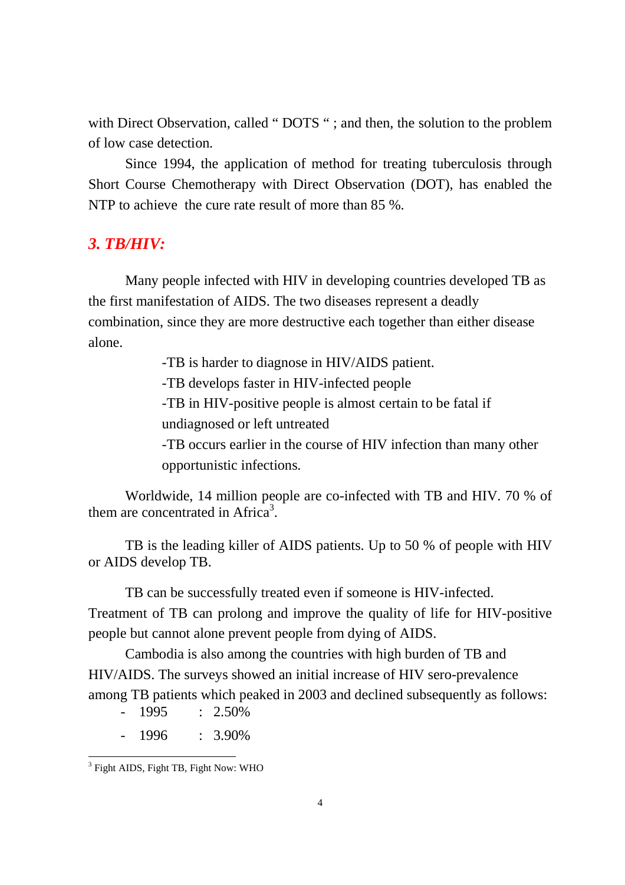with Direct Observation, called " DOTS " ; and then, the solution to the problem of low case detection.

Since 1994, the application of method for treating tuberculosis through Short Course Chemotherapy with Direct Observation (DOT), has enabled the NTP to achieve the cure rate result of more than 85 %.

### *3. TB/HIV:*

Many people infected with HIV in developing countries developed TB as the first manifestation of AIDS. The two diseases represent a deadly combination, since they are more destructive each together than either disease alone.

-TB is harder to diagnose in HIV/AIDS patient.

-TB develops faster in HIV-infected people

-TB in HIV-positive people is almost certain to be fatal if undiagnosed or left untreated

-TB occurs earlier in the course of HIV infection than many other opportunistic infections.

Worldwide, 14 million people are co-infected with TB and HIV. 70 % of them are concentrated in Africa[3].

TB is the leading killer of AIDS patients. Up to 50 % of people with HIV or AIDS develop TB.

TB can be successfully treated even if someone is HIV-infected. Treatment of TB can prolong and improve the quality of life for HIV-positive people but cannot alone prevent people from dying of AIDS.

Cambodia is also among the countries with high burden of TB and HIV/AIDS. The surveys showed an initial increase of HIV sero-prevalence among TB patients which peaked in 2003 and declined subsequently as follows:

- 1995 : 2.50%
- 1996 : 3.90%

[3] Fight AIDS, Fight TB, Fight Now: WHO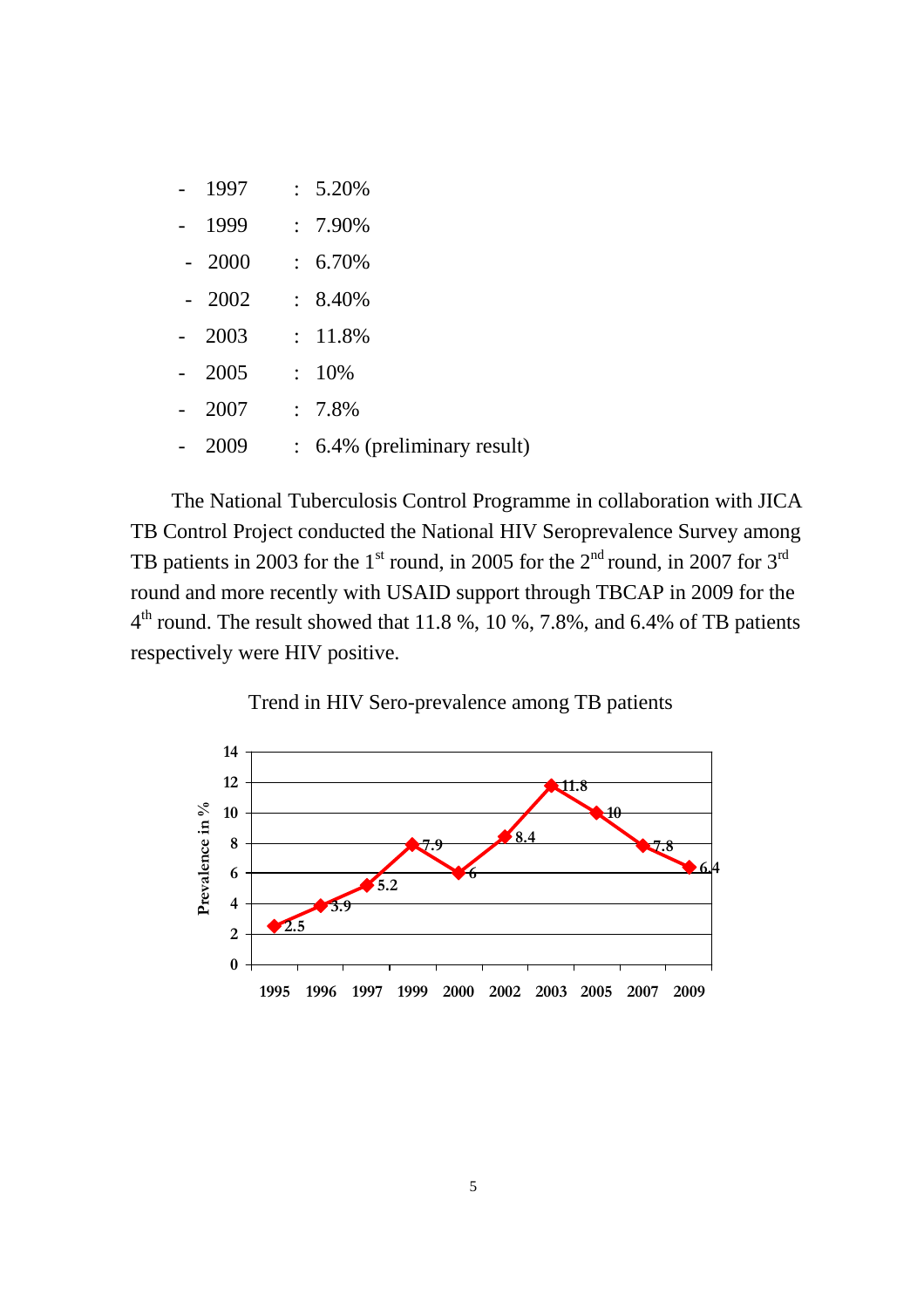- 1997 : 5.20%
- 1999 : 7.90%
- 2000 : 6.70%
- 2002 : 8.40%
- 2003 : 11.8%
- 2005 : 10%
- 2007 : 7.8%
- 2009 : 6.4% (preliminary result)

The National Tuberculosis Control Programme in collaboration with JICA TB Control Project conducted the National HIV Seroprevalence Survey among TB patients in 2003 for the 1st round, in 2005 for the 2nd round, in 2007 for 3rd round and more recently with USAID support through TBCAP in 2009 for the 4th round. The result showed that 11.8 %, 10 %, 7.8%, and 6.4% of TB patients respectively were HIV positive.

Trend in HIV Sero-prevalence among TB patients

| Year | Prevalence in % |
|---|---|
| 1995 | 2.5 |
| 1996 | 3.9 |
| 1997 | 5.2 |
| 1999 | 7.9 |
| 2000 | 6 |
| 2002 | 8.4 |
| 2003 | 11.8 |
| 2005 | 10 |
| 2007 | 7.8 |
| 2009 | 6.4 |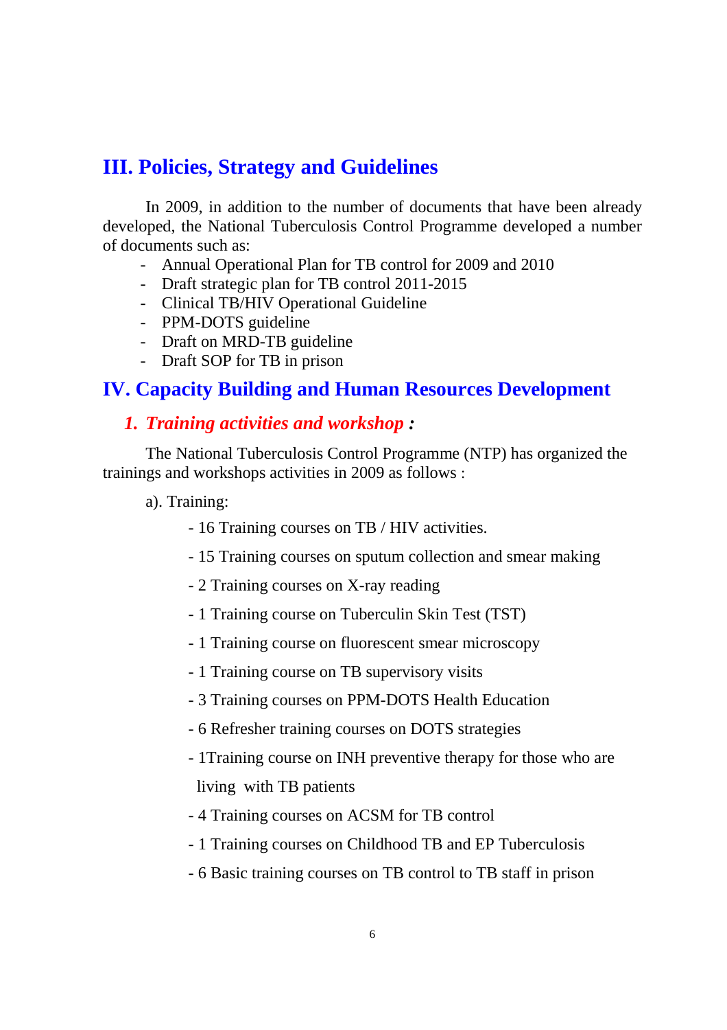## III. Policies, Strategy and Guidelines

In 2009, in addition to the number of documents that have been already developed, the National Tuberculosis Control Programme developed a number of documents such as:

- Annual Operational Plan for TB control for 2009 and 2010
- Draft strategic plan for TB control 2011-2015
- Clinical TB/HIV Operational Guideline
- PPM-DOTS guideline
- Draft on MRD-TB guideline
- Draft SOP for TB in prison

## IV. Capacity Building and Human Resources Development

### 1. *Training activities and workshop* :

The National Tuberculosis Control Programme (NTP) has organized the trainings and workshops activities in 2009 as follows :

a). Training:

- 16 Training courses on TB / HIV activities.
- 15 Training courses on sputum collection and smear making
- 2 Training courses on X-ray reading
- 1 Training course on Tuberculin Skin Test (TST)
- 1 Training course on fluorescent smear microscopy
- 1 Training course on TB supervisory visits
- 3 Training courses on PPM-DOTS Health Education
- 6 Refresher training courses on DOTS strategies
- 1Training course on INH preventive therapy for those who are living with TB patients
- 4 Training courses on ACSM for TB control
- 1 Training courses on Childhood TB and EP Tuberculosis
- 6 Basic training courses on TB control to TB staff in prison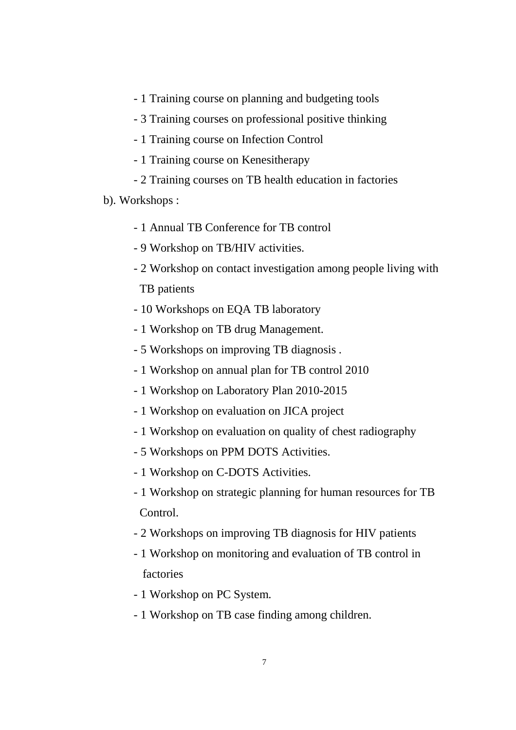- 1 Training course on planning and budgeting tools
- 3 Training courses on professional positive thinking
- 1 Training course on Infection Control
- 1 Training course on Kenesitherapy
- 2 Training courses on TB health education in factories

b). Workshops :

- 1 Annual TB Conference for TB control
- 9 Workshop on TB/HIV activities.
- 2 Workshop on contact investigation among people living with TB patients
- 10 Workshops on EQA TB laboratory
- 1 Workshop on TB drug Management.
- 5 Workshops on improving TB diagnosis .
- 1 Workshop on annual plan for TB control 2010
- 1 Workshop on Laboratory Plan 2010-2015
- 1 Workshop on evaluation on JICA project
- 1 Workshop on evaluation on quality of chest radiography
- 5 Workshops on PPM DOTS Activities.
- 1 Workshop on C-DOTS Activities.
- 1 Workshop on strategic planning for human resources for TB Control.
- 2 Workshops on improving TB diagnosis for HIV patients
- 1 Workshop on monitoring and evaluation of TB control in factories
- 1 Workshop on PC System.
- 1 Workshop on TB case finding among children.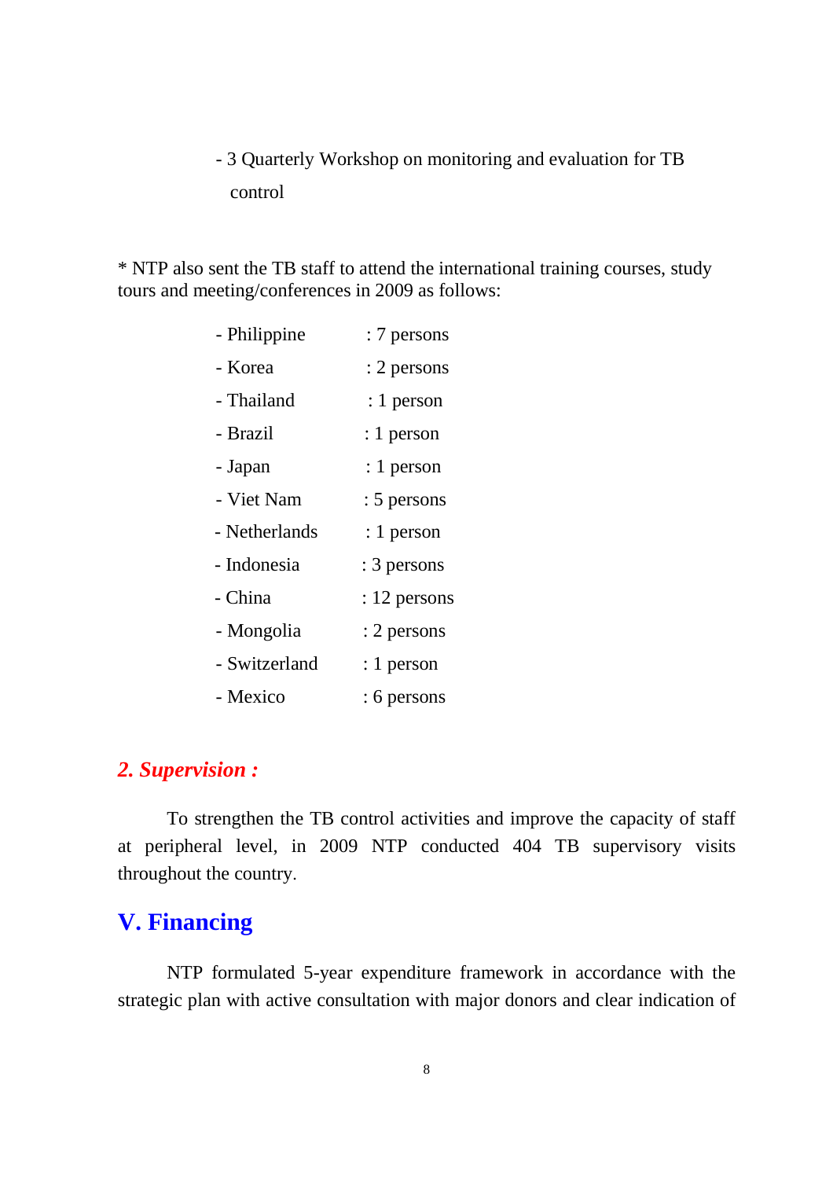- 3 Quarterly Workshop on monitoring and evaluation for TB control

* NTP also sent the TB staff to attend the international training courses, study tours and meeting/conferences in 2009 as follows:

- Philippine : 7 persons
- Korea : 2 persons
- Thailand : 1 person
- Brazil : 1 person
- Japan : 1 person
- Viet Nam : 5 persons
- Netherlands : 1 person
- Indonesia : 3 persons
- China : 12 persons
- Mongolia : 2 persons
- Switzerland : 1 person
- Mexico : 6 persons

### *2. Supervision :*

To strengthen the TB control activities and improve the capacity of staff at peripheral level, in 2009 NTP conducted 404 TB supervisory visits throughout the country.

## V. Financing

NTP formulated 5-year expenditure framework in accordance with the strategic plan with active consultation with major donors and clear indication of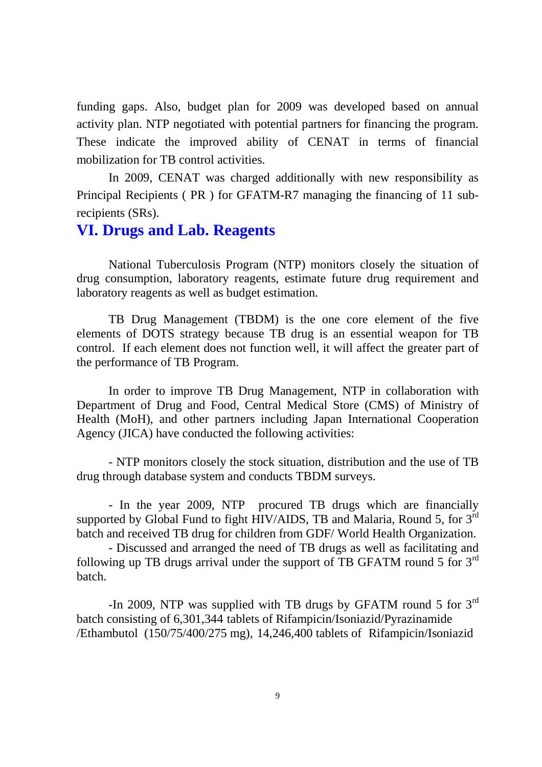funding gaps. Also, budget plan for 2009 was developed based on annual activity plan. NTP negotiated with potential partners for financing the program. These indicate the improved ability of CENAT in terms of financial mobilization for TB control activities.

In 2009, CENAT was charged additionally with new responsibility as Principal Recipients ( PR ) for GFATM-R7 managing the financing of 11 sub-recipients (SRs).

## VI. Drugs and Lab. Reagents

National Tuberculosis Program (NTP) monitors closely the situation of drug consumption, laboratory reagents, estimate future drug requirement and laboratory reagents as well as budget estimation.

TB Drug Management (TBDM) is the one core element of the five elements of DOTS strategy because TB drug is an essential weapon for TB control. If each element does not function well, it will affect the greater part of the performance of TB Program.

In order to improve TB Drug Management, NTP in collaboration with Department of Drug and Food, Central Medical Store (CMS) of Ministry of Health (MoH), and other partners including Japan International Cooperation Agency (JICA) have conducted the following activities:

- NTP monitors closely the stock situation, distribution and the use of TB drug through database system and conducts TBDM surveys.

- In the year 2009, NTP procured TB drugs which are financially supported by Global Fund to fight HIV/AIDS, TB and Malaria, Round 5, for 3rd batch and received TB drug for children from GDF/ World Health Organization.

- Discussed and arranged the need of TB drugs as well as facilitating and following up TB drugs arrival under the support of TB GFATM round 5 for 3rd batch.

-In 2009, NTP was supplied with TB drugs by GFATM round 5 for 3rd batch consisting of 6,301,344 tablets of Rifampicin/Isoniazid/Pyrazinamide /Ethambutol (150/75/400/275 mg), 14,246,400 tablets of Rifampicin/Isoniazid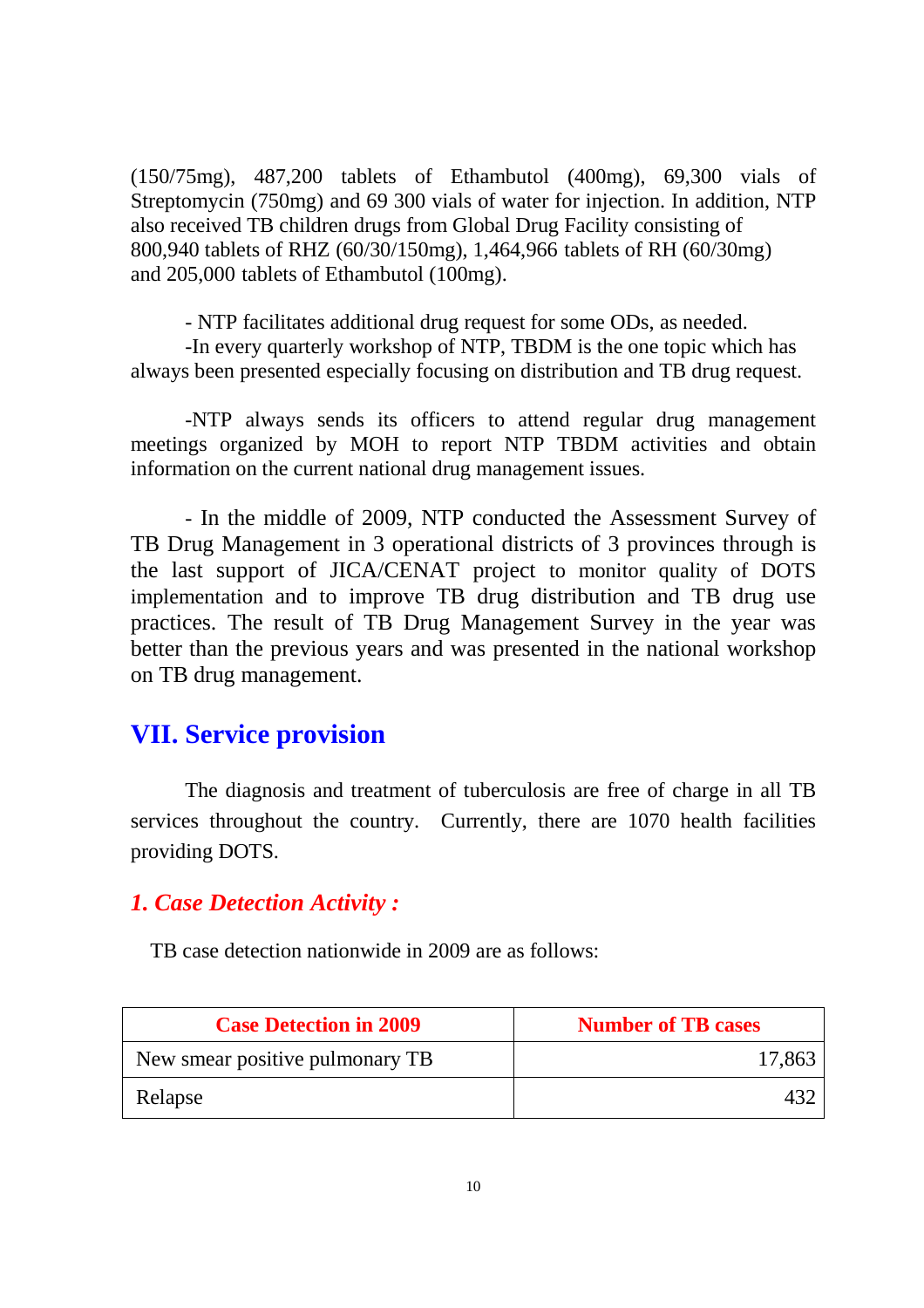(150/75mg), 487,200 tablets of Ethambutol (400mg), 69,300 vials of Streptomycin (750mg) and 69 300 vials of water for injection. In addition, NTP also received TB children drugs from Global Drug Facility consisting of 800,940 tablets of RHZ (60/30/150mg), 1,464,966 tablets of RH (60/30mg) and 205,000 tablets of Ethambutol (100mg).

- NTP facilitates additional drug request for some ODs, as needed.
-In every quarterly workshop of NTP, TBDM is the one topic which has always been presented especially focusing on distribution and TB drug request.

-NTP always sends its officers to attend regular drug management meetings organized by MOH to report NTP TBDM activities and obtain information on the current national drug management issues.

- In the middle of 2009, NTP conducted the Assessment Survey of TB Drug Management in 3 operational districts of 3 provinces through is the last support of JICA/CENAT project to monitor quality of DOTS implementation and to improve TB drug distribution and TB drug use practices. The result of TB Drug Management Survey in the year was better than the previous years and was presented in the national workshop on TB drug management.

## VII. Service provision

The diagnosis and treatment of tuberculosis are free of charge in all TB services throughout the country. Currently, there are 1070 health facilities providing DOTS.

### *1. Case Detection Activity :*

TB case detection nationwide in 2009 are as follows:

| Case Detection in 2009 | Number of TB cases |
|---|---|
| New smear positive pulmonary TB | 17,863 |
| Relapse | 432 |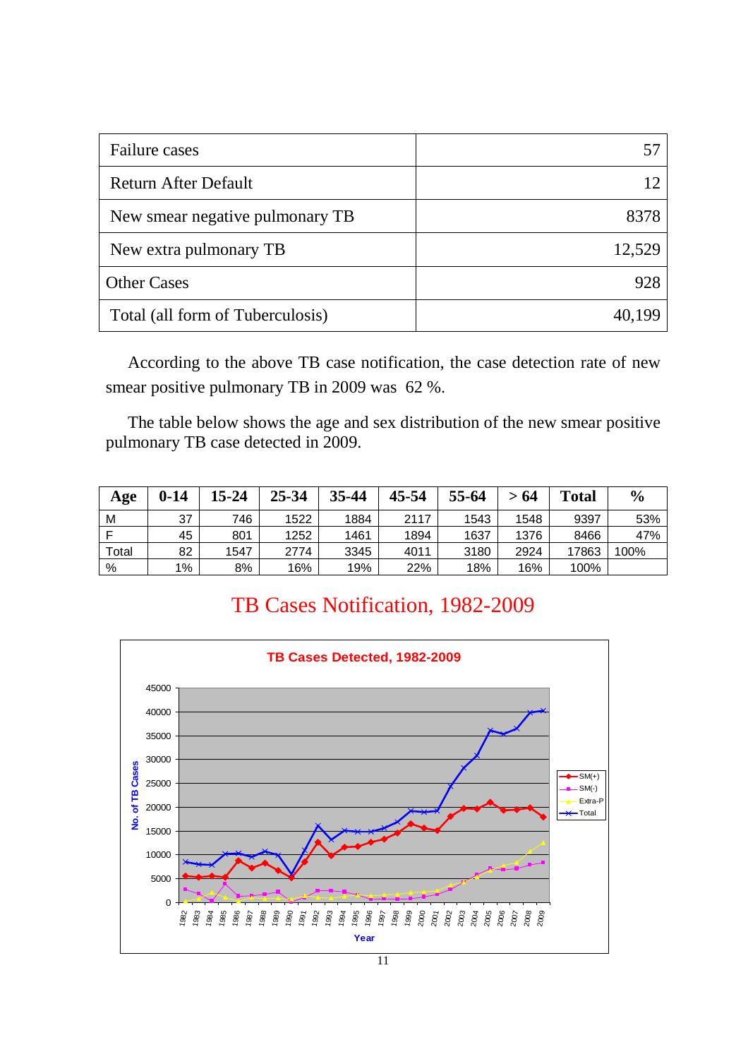| Failure cases | 57 |
|---|---|
| Return After Default | 12 |
| New smear negative pulmonary TB | 8378 |
| New extra pulmonary TB | 12,529 |
| Other Cases | 928 |
| Total (all form of Tuberculosis) | 40,199 |

According to the above TB case notification, the case detection rate of new smear positive pulmonary TB in 2009 was 62 %.

The table below shows the age and sex distribution of the new smear positive pulmonary TB case detected in 2009.

| Age | 0-14 | 15-24 | 25-34 | 35-44 | 45-54 | 55-64 | > 64 | Total | % |
|---|---|---|---|---|---|---|---|---|---|
| M | 37 | 746 | 1522 | 1884 | 2117 | 1543 | 1548 | 9397 | 53% |
| F | 45 | 801 | 1252 | 1461 | 1894 | 1637 | 1376 | 8466 | 47% |
| Total | 82 | 1547 | 2774 | 3345 | 4011 | 3180 | 2924 | 17863 | 100% |
| % | 1% | 8% | 16% | 19% | 22% | 18% | 16% | 100% | |

## TB Cases Notification, 1982-2009

TB Cases Detected, 1982-2009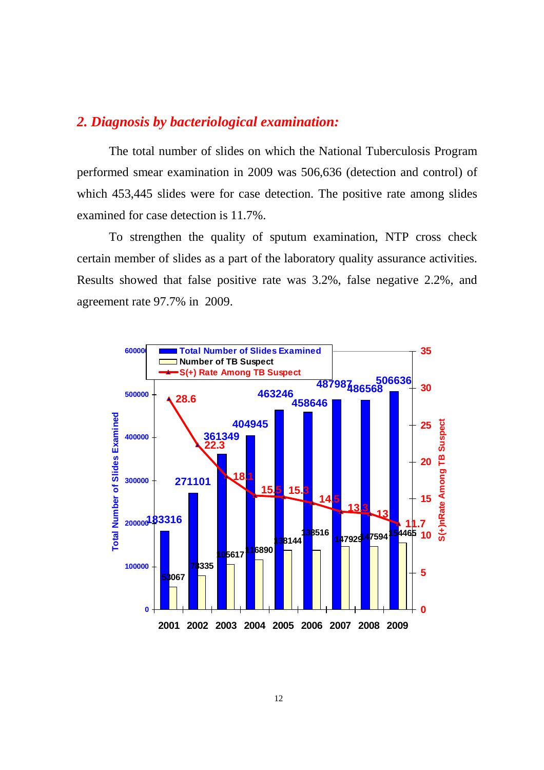## *2. Diagnosis by bacteriological examination:*

The total number of slides on which the National Tuberculosis Program performed smear examination in 2009 was 506,636 (detection and control) of which 453,445 slides were for case detection. The positive rate among slides examined for case detection is 11.7%.

To strengthen the quality of sputum examination, NTP cross check certain member of slides as a part of the laboratory quality assurance activities. Results showed that false positive rate was 3.2%, false negative 2.2%, and agreement rate 97.7% in 2009.

| Year | Total Number of Slides Examined | Number of TB Suspect | S(+) Rate Among TB Suspect |
|---|---|---|---|
| 2001 | 183316 | 53067 | 28.6 |
| 2002 | 271101 | 78335 | 22.3 |
| 2003 | 361349 | 105617 | 18.1 |
| 2004 | 404945 | 116890 | 15.5 |
| 2005 | 463246 | 138144 | 15.3 |
| 2006 | 458646 | 138516 | 14.5 |
| 2007 | 487987 | 147929 | 13.3 |
| 2008 | 486568 | 147594 | 13 |
| 2009 | 506636 | 154465 | 11.7 |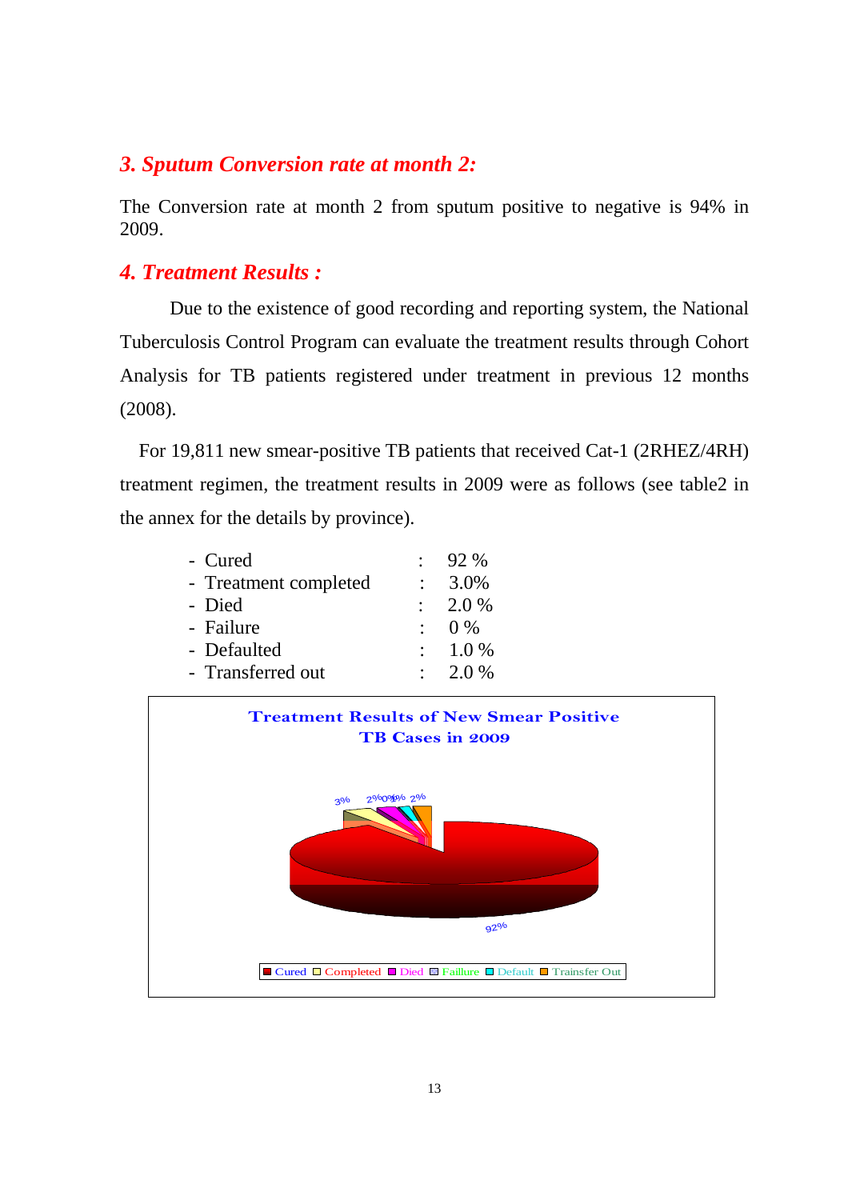## *3. Sputum Conversion rate at month 2:*

The Conversion rate at month 2 from sputum positive to negative is 94% in 2009.

## *4. Treatment Results :*

Due to the existence of good recording and reporting system, the National Tuberculosis Control Program can evaluate the treatment results through Cohort Analysis for TB patients registered under treatment in previous 12 months (2008).

For 19,811 new smear-positive TB patients that received Cat-1 (2RHEZ/4RH) treatment regimen, the treatment results in 2009 were as follows (see table2 in the annex for the details by province).

- Cured : 92 %
- Treatment completed : 3.0%
- Died : 2.0 %
- Failure : 0 %
- Defaulted : 1.0 %
- Transferred out : 2.0 %

**Treatment Results of New Smear Positive TB Cases in 2009**

3% 2% 0% 1% 2% 92%

Cured Completed Died Faillure Default Trainsfer Out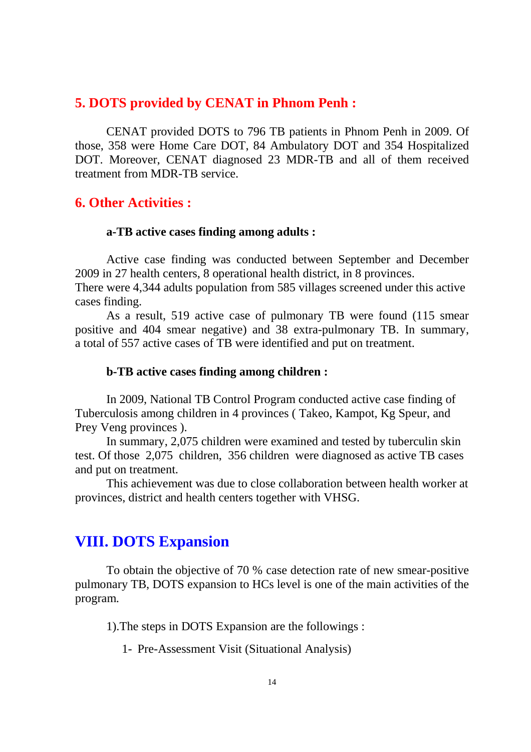### 5. DOTS provided by CENAT in Phnom Penh :

CENAT provided DOTS to 796 TB patients in Phnom Penh in 2009. Of those, 358 were Home Care DOT, 84 Ambulatory DOT and 354 Hospitalized DOT. Moreover, CENAT diagnosed 23 MDR-TB and all of them received treatment from MDR-TB service.

### 6. Other Activities :

**a-TB active cases finding among adults :**

Active case finding was conducted between September and December 2009 in 27 health centers, 8 operational health district, in 8 provinces.
There were 4,344 adults population from 585 villages screened under this active cases finding.

As a result, 519 active case of pulmonary TB were found (115 smear positive and 404 smear negative) and 38 extra-pulmonary TB. In summary, a total of 557 active cases of TB were identified and put on treatment.

**b-TB active cases finding among children :**

In 2009, National TB Control Program conducted active case finding of Tuberculosis among children in 4 provinces ( Takeo, Kampot, Kg Speur, and Prey Veng provinces ).

In summary, 2,075 children were examined and tested by tuberculin skin test. Of those 2,075 children, 356 children were diagnosed as active TB cases and put on treatment.

This achievement was due to close collaboration between health worker at provinces, district and health centers together with VHSG.

## VIII. DOTS Expansion

To obtain the objective of 70 % case detection rate of new smear-positive pulmonary TB, DOTS expansion to HCs level is one of the main activities of the program.

1).The steps in DOTS Expansion are the followings :

1- Pre-Assessment Visit (Situational Analysis)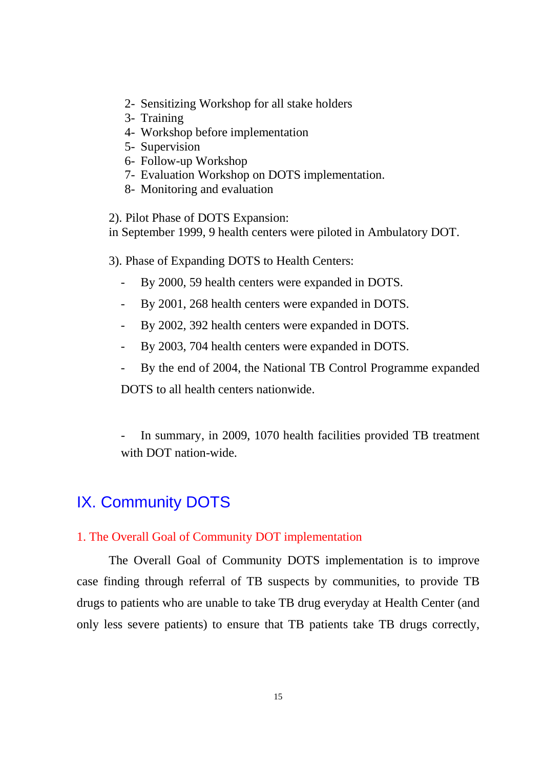2- Sensitizing Workshop for all stake holders
3- Training
4- Workshop before implementation
5- Supervision
6- Follow-up Workshop
7- Evaluation Workshop on DOTS implementation.
8- Monitoring and evaluation

2). Pilot Phase of DOTS Expansion:
in September 1999, 9 health centers were piloted in Ambulatory DOT.

3). Phase of Expanding DOTS to Health Centers:

- By 2000, 59 health centers were expanded in DOTS.
- By 2001, 268 health centers were expanded in DOTS.
- By 2002, 392 health centers were expanded in DOTS.
- By 2003, 704 health centers were expanded in DOTS.
- By the end of 2004, the National TB Control Programme expanded DOTS to all health centers nationwide.

- In summary, in 2009, 1070 health facilities provided TB treatment with DOT nation-wide.

# IX. Community DOTS

## 1. The Overall Goal of Community DOT implementation

The Overall Goal of Community DOTS implementation is to improve case finding through referral of TB suspects by communities, to provide TB drugs to patients who are unable to take TB drug everyday at Health Center (and only less severe patients) to ensure that TB patients take TB drugs correctly,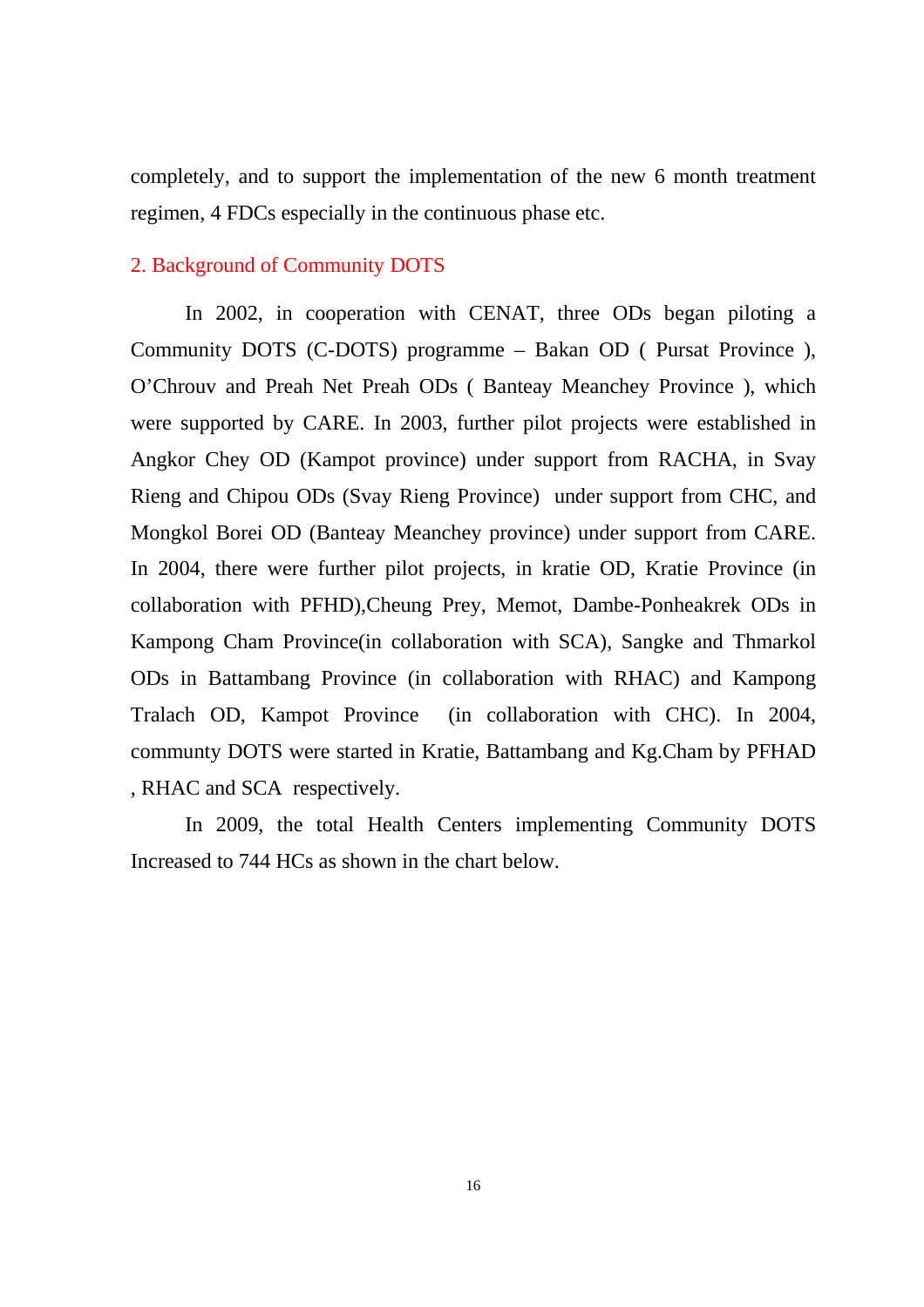completely, and to support the implementation of the new 6 month treatment regimen, 4 FDCs especially in the continuous phase etc.

## 2. Background of Community DOTS

In 2002, in cooperation with CENAT, three ODs began piloting a Community DOTS (C-DOTS) programme – Bakan OD ( Pursat Province ), O'Chrouv and Preah Net Preah ODs ( Banteay Meanchey Province ), which were supported by CARE. In 2003, further pilot projects were established in Angkor Chey OD (Kampot province) under support from RACHA, in Svay Rieng and Chipou ODs (Svay Rieng Province) under support from CHC, and Mongkol Borei OD (Banteay Meanchey province) under support from CARE. In 2004, there were further pilot projects, in kratie OD, Kratie Province (in collaboration with PFHD),Cheung Prey, Memot, Dambe-Ponheakrek ODs in Kampong Cham Province(in collaboration with SCA), Sangke and Thmarkol ODs in Battambang Province (in collaboration with RHAC) and Kampong Tralach OD, Kampot Province (in collaboration with CHC). In 2004, communty DOTS were started in Kratie, Battambang and Kg.Cham by PFHAD , RHAC and SCA respectively.

In 2009, the total Health Centers implementing Community DOTS Increased to 744 HCs as shown in the chart below.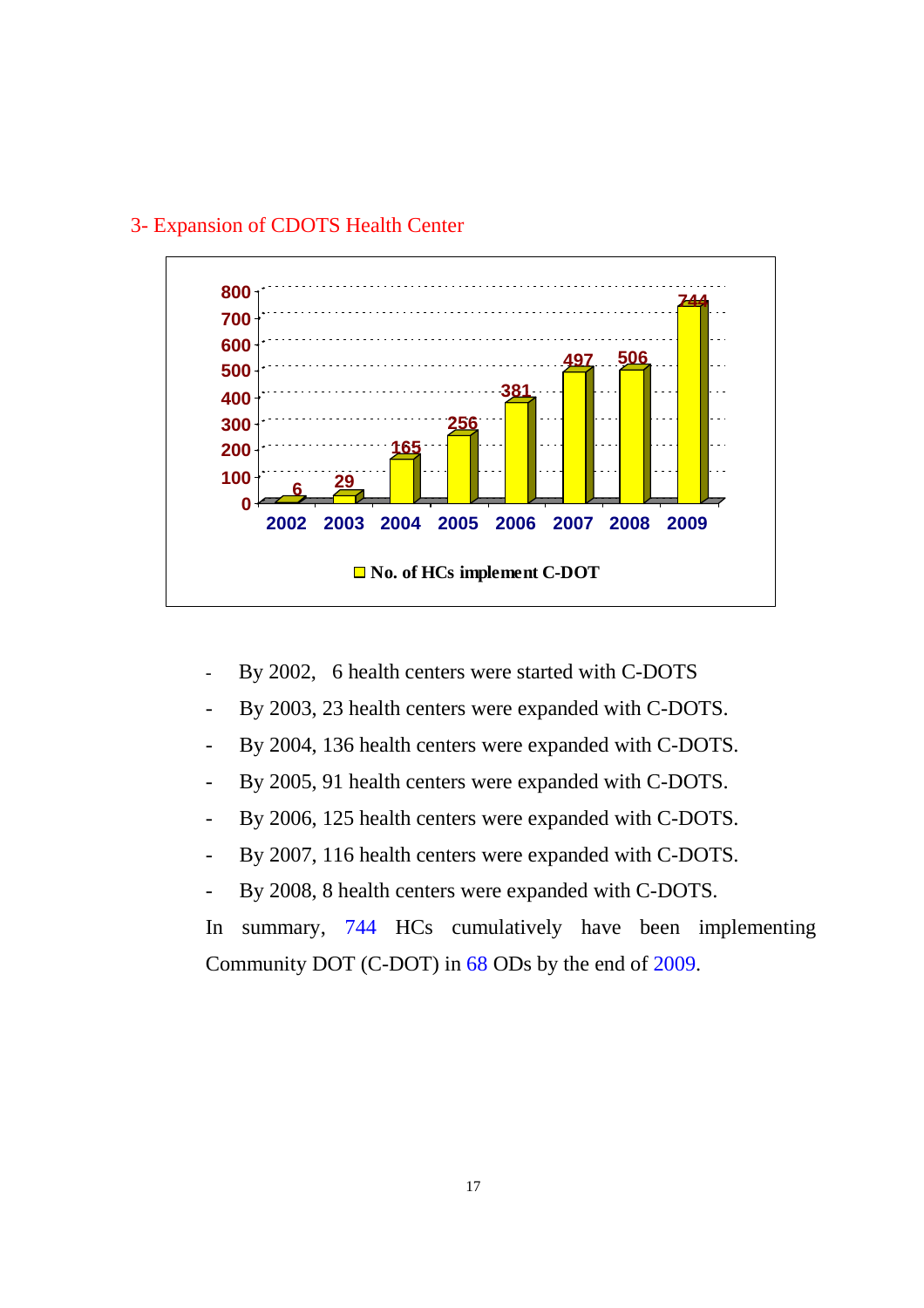3- Expansion of CDOTS Health Center

| Year | No. of HCs implement C-DOT |
|---|---|
| 2002 | 6 |
| 2003 | 29 |
| 2004 | 165 |
| 2005 | 256 |
| 2006 | 381 |
| 2007 | 497 |
| 2008 | 506 |
| 2009 | 744 |

- By 2002, 6 health centers were started with C-DOTS
- By 2003, 23 health centers were expanded with C-DOTS.
- By 2004, 136 health centers were expanded with C-DOTS.
- By 2005, 91 health centers were expanded with C-DOTS.
- By 2006, 125 health centers were expanded with C-DOTS.
- By 2007, 116 health centers were expanded with C-DOTS.
- By 2008, 8 health centers were expanded with C-DOTS.

In summary, 744 HCs cumulatively have been implementing Community DOT (C-DOT) in 68 ODs by the end of 2009.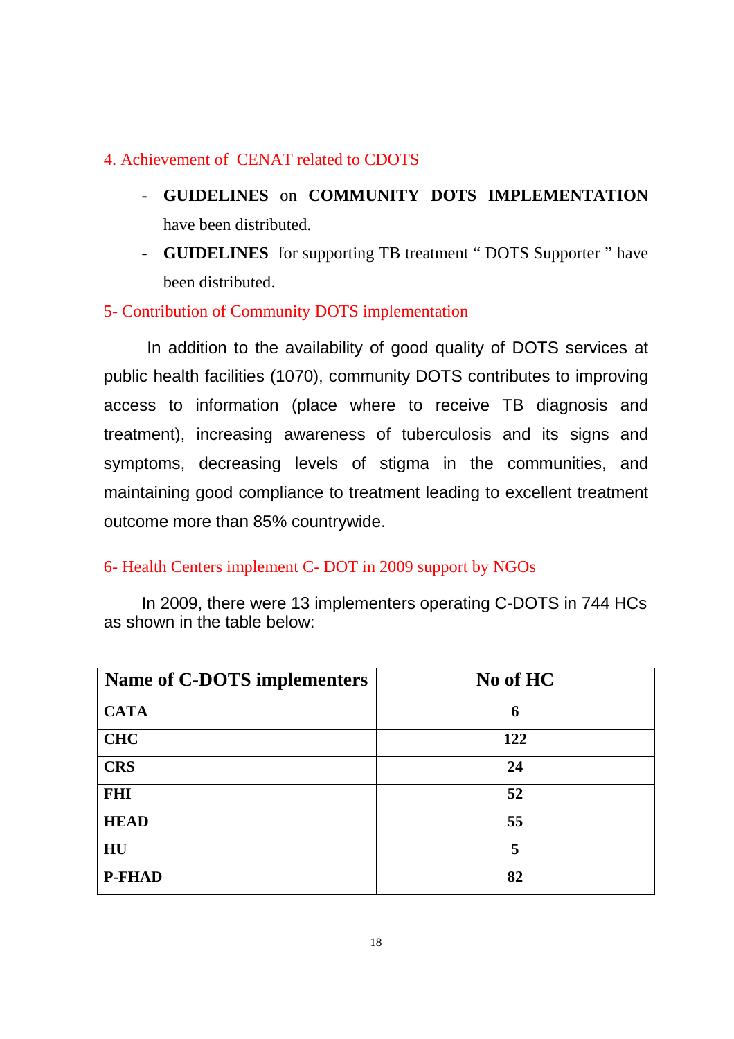## 4. Achievement of CENAT related to CDOTS

- **GUIDELINES** on **COMMUNITY DOTS IMPLEMENTATION** have been distributed.
- **GUIDELINES** for supporting TB treatment " DOTS Supporter " have been distributed.

## 5- Contribution of Community DOTS implementation

In addition to the availability of good quality of DOTS services at public health facilities (1070), community DOTS contributes to improving access to information (place where to receive TB diagnosis and treatment), increasing awareness of tuberculosis and its signs and symptoms, decreasing levels of stigma in the communities, and maintaining good compliance to treatment leading to excellent treatment outcome more than 85% countrywide.

## 6- Health Centers implement C- DOT in 2009 support by NGOs

In 2009, there were 13 implementers operating C-DOTS in 744 HCs as shown in the table below:

| Name of C-DOTS implementers | No of HC |
|---|---|
| **CATA** | **6** |
| **CHC** | **122** |
| **CRS** | **24** |
| **FHI** | **52** |
| **HEAD** | **55** |
| **HU** | **5** |
| **P-FHAD** | **82** |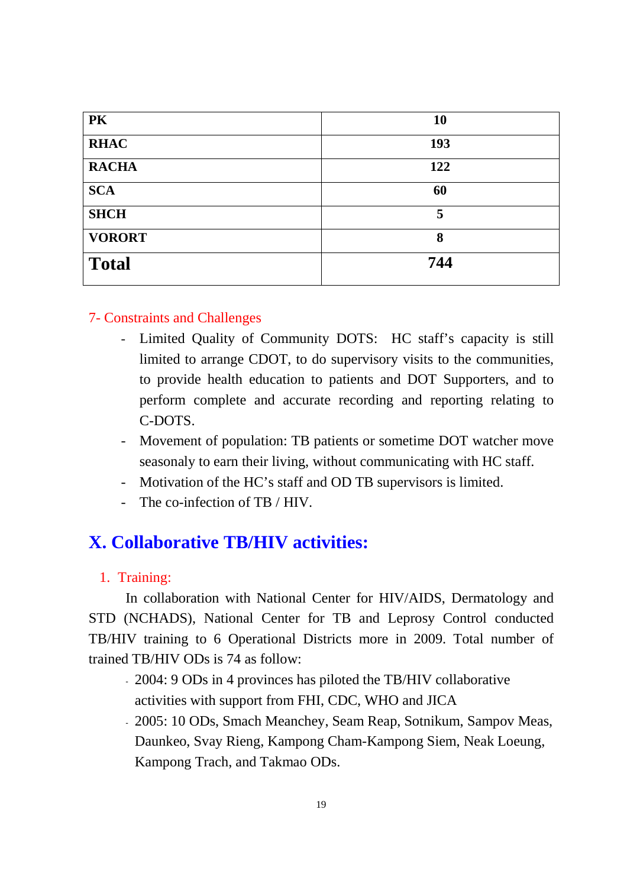| PK | 10 |
|---|---|
| RHAC | 193 |
| RACHA | 122 |
| SCA | 60 |
| SHCH | 5 |
| VORORT | 8 |
| **Total** | **744** |

### 7- Constraints and Challenges

- Limited Quality of Community DOTS: HC staff's capacity is still limited to arrange CDOT, to do supervisory visits to the communities, to provide health education to patients and DOT Supporters, and to perform complete and accurate recording and reporting relating to C-DOTS.
- Movement of population: TB patients or sometime DOT watcher move seasonaly to earn their living, without communicating with HC staff.
- Motivation of the HC's staff and OD TB supervisors is limited.
- The co-infection of TB / HIV.

## X. Collaborative TB/HIV activities:

### 1. Training:

In collaboration with National Center for HIV/AIDS, Dermatology and STD (NCHADS), National Center for TB and Leprosy Control conducted TB/HIV training to 6 Operational Districts more in 2009. Total number of trained TB/HIV ODs is 74 as follow:

- 2004: 9 ODs in 4 provinces has piloted the TB/HIV collaborative activities with support from FHI, CDC, WHO and JICA
- 2005: 10 ODs, Smach Meanchey, Seam Reap, Sotnikum, Sampov Meas, Daunkeo, Svay Rieng, Kampong Cham-Kampong Siem, Neak Loeung, Kampong Trach, and Takmao ODs.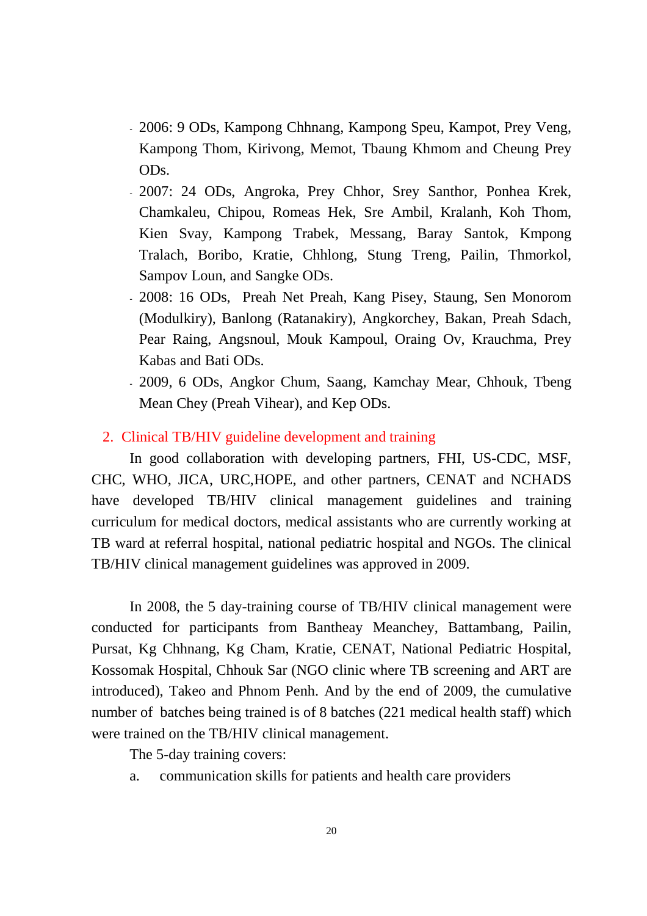- 2006: 9 ODs, Kampong Chhnang, Kampong Speu, Kampot, Prey Veng, Kampong Thom, Kirivong, Memot, Tbaung Khmom and Cheung Prey ODs.
- 2007: 24 ODs, Angroka, Prey Chhor, Srey Santhor, Ponhea Krek, Chamkaleu, Chipou, Romeas Hek, Sre Ambil, Kralanh, Koh Thom, Kien Svay, Kampong Trabek, Messang, Baray Santok, Kmpong Tralach, Boribo, Kratie, Chhlong, Stung Treng, Pailin, Thmorkol, Sampov Loun, and Sangke ODs.
- 2008: 16 ODs, Preah Net Preah, Kang Pisey, Staung, Sen Monorom (Modulkiry), Banlong (Ratanakiry), Angkorchey, Bakan, Preah Sdach, Pear Raing, Angsnoul, Mouk Kampoul, Oraing Ov, Krauchma, Prey Kabas and Bati ODs.
- 2009, 6 ODs, Angkor Chum, Saang, Kamchay Mear, Chhouk, Tbeng Mean Chey (Preah Vihear), and Kep ODs.

## 2. Clinical TB/HIV guideline development and training

In good collaboration with developing partners, FHI, US-CDC, MSF, CHC, WHO, JICA, URC,HOPE, and other partners, CENAT and NCHADS have developed TB/HIV clinical management guidelines and training curriculum for medical doctors, medical assistants who are currently working at TB ward at referral hospital, national pediatric hospital and NGOs. The clinical TB/HIV clinical management guidelines was approved in 2009.

In 2008, the 5 day-training course of TB/HIV clinical management were conducted for participants from Bantheay Meanchey, Battambang, Pailin, Pursat, Kg Chhnang, Kg Cham, Kratie, CENAT, National Pediatric Hospital, Kossomak Hospital, Chhouk Sar (NGO clinic where TB screening and ART are introduced), Takeo and Phnom Penh. And by the end of 2009, the cumulative number of batches being trained is of 8 batches (221 medical health staff) which were trained on the TB/HIV clinical management.

The 5-day training covers:

a. communication skills for patients and health care providers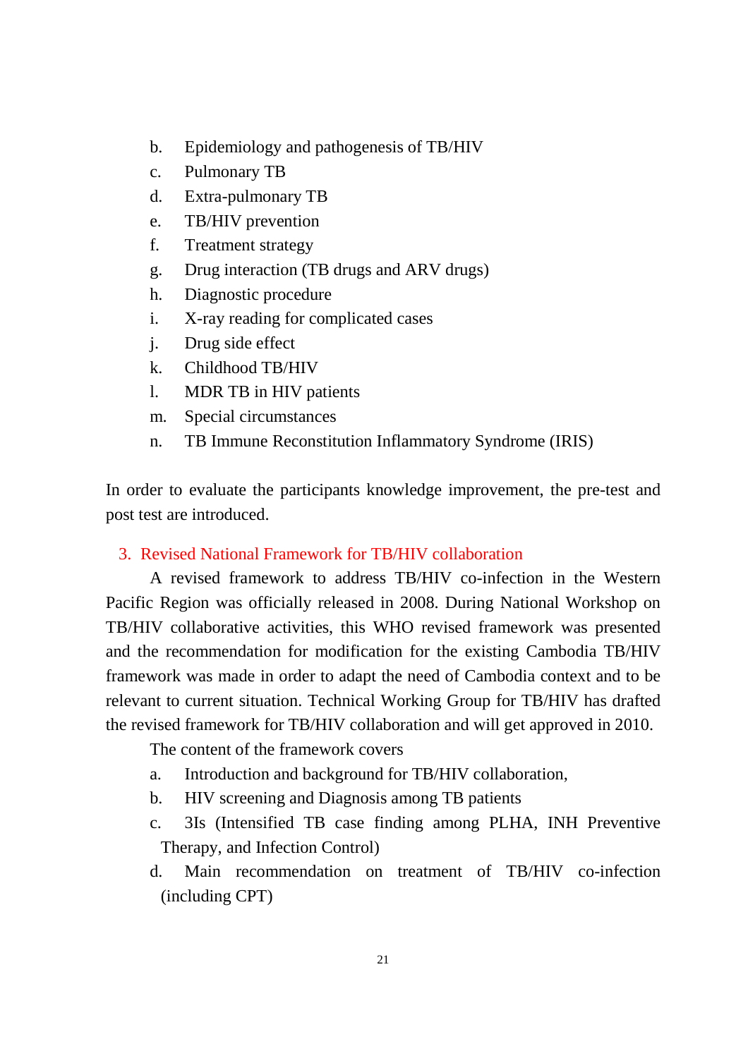b. Epidemiology and pathogenesis of TB/HIV
c. Pulmonary TB
d. Extra-pulmonary TB
e. TB/HIV prevention
f. Treatment strategy
g. Drug interaction (TB drugs and ARV drugs)
h. Diagnostic procedure
i. X-ray reading for complicated cases
j. Drug side effect
k. Childhood TB/HIV
l. MDR TB in HIV patients
m. Special circumstances
n. TB Immune Reconstitution Inflammatory Syndrome (IRIS)

In order to evaluate the participants knowledge improvement, the pre-test and post test are introduced.

### 3. Revised National Framework for TB/HIV collaboration

A revised framework to address TB/HIV co-infection in the Western Pacific Region was officially released in 2008. During National Workshop on TB/HIV collaborative activities, this WHO revised framework was presented and the recommendation for modification for the existing Cambodia TB/HIV framework was made in order to adapt the need of Cambodia context and to be relevant to current situation. Technical Working Group for TB/HIV has drafted the revised framework for TB/HIV collaboration and will get approved in 2010.

The content of the framework covers

a. Introduction and background for TB/HIV collaboration,
b. HIV screening and Diagnosis among TB patients
c. 3Is (Intensified TB case finding among PLHA, INH Preventive Therapy, and Infection Control)
d. Main recommendation on treatment of TB/HIV co-infection (including CPT)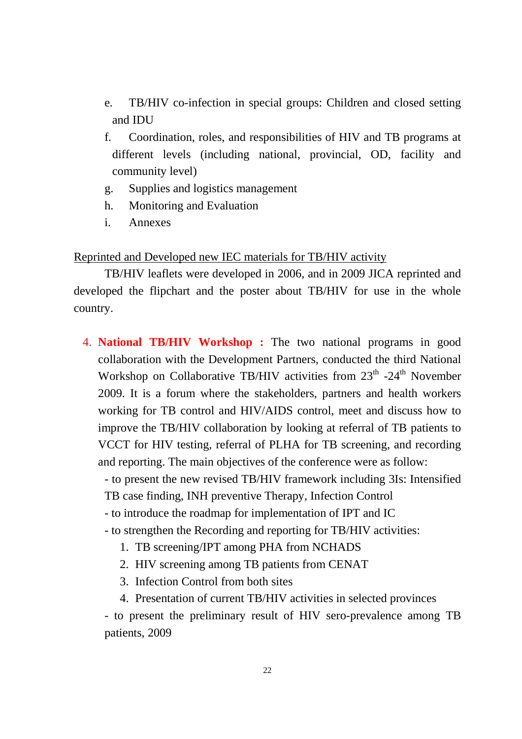e. TB/HIV co-infection in special groups: Children and closed setting and IDU

f. Coordination, roles, and responsibilities of HIV and TB programs at different levels (including national, provincial, OD, facility and community level)

g. Supplies and logistics management

h. Monitoring and Evaluation

i. Annexes

Reprinted and Developed new IEC materials for TB/HIV activity

TB/HIV leaflets were developed in 2006, and in 2009 JICA reprinted and developed the flipchart and the poster about TB/HIV for use in the whole country.

4. **National TB/HIV Workshop :** The two national programs in good collaboration with the Development Partners, conducted the third National Workshop on Collaborative TB/HIV activities from 23th -24th November 2009. It is a forum where the stakeholders, partners and health workers working for TB control and HIV/AIDS control, meet and discuss how to improve the TB/HIV collaboration by looking at referral of TB patients to VCCT for HIV testing, referral of PLHA for TB screening, and recording and reporting. The main objectives of the conference were as follow:

   - to present the new revised TB/HIV framework including 3Is: Intensified TB case finding, INH preventive Therapy, Infection Control
   - to introduce the roadmap for implementation of IPT and IC
   - to strengthen the Recording and reporting for TB/HIV activities:
     1. TB screening/IPT among PHA from NCHADS
     2. HIV screening among TB patients from CENAT
     3. Infection Control from both sites
     4. Presentation of current TB/HIV activities in selected provinces
   - to present the preliminary result of HIV sero-prevalence among TB patients, 2009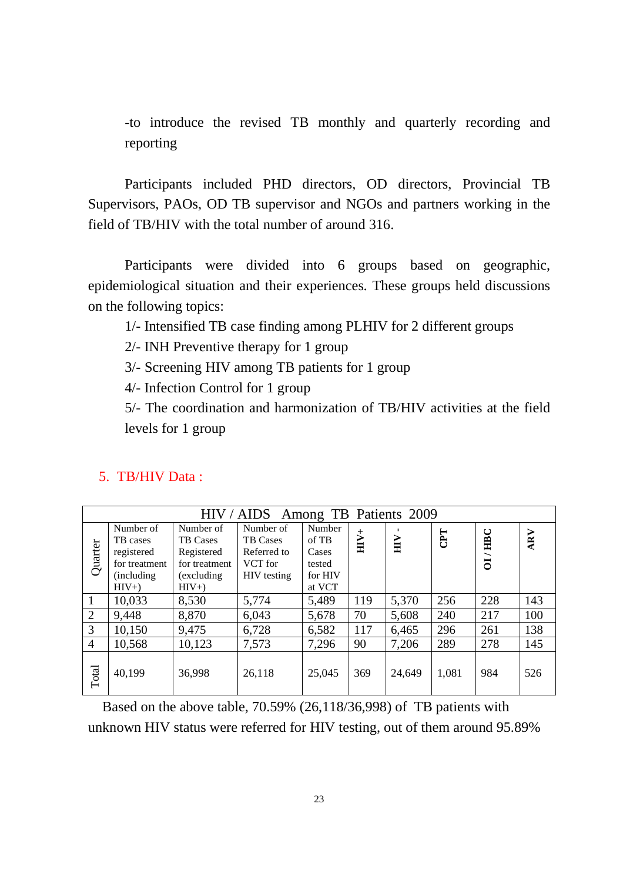-to introduce the revised TB monthly and quarterly recording and reporting

Participants included PHD directors, OD directors, Provincial TB Supervisors, PAOs, OD TB supervisor and NGOs and partners working in the field of TB/HIV with the total number of around 316.

Participants were divided into 6 groups based on geographic, epidemiological situation and their experiences. These groups held discussions on the following topics:

1/- Intensified TB case finding among PLHIV for 2 different groups

2/- INH Preventive therapy for 1 group

3/- Screening HIV among TB patients for 1 group

4/- Infection Control for 1 group

5/- The coordination and harmonization of TB/HIV activities at the field levels for 1 group

## 5. TB/HIV Data :

| HIV / AIDS Among TB Patients 2009 | | | | | | | | | |
|---|---|---|---|---|---|---|---|---|---|
| Quarter | Number of TB cases registered for treatment (including HIV+) | Number of TB Cases Registered for treatment (excluding HIV+) | Number of TB Cases Referred to VCT for HIV testing | Number of TB Cases tested for HIV at VCT | **HIV+** | **HIV -** | **CPT** | **OI / HBC** | **ARV** |
| 1 | 10,033 | 8,530 | 5,774 | 5,489 | 119 | 5,370 | 256 | 228 | 143 |
| 2 | 9,448 | 8,870 | 6,043 | 5,678 | 70 | 5,608 | 240 | 217 | 100 |
| 3 | 10,150 | 9,475 | 6,728 | 6,582 | 117 | 6,465 | 296 | 261 | 138 |
| 4 | 10,568 | 10,123 | 7,573 | 7,296 | 90 | 7,206 | 289 | 278 | 145 |
| Total | 40,199 | 36,998 | 26,118 | 25,045 | 369 | 24,649 | 1,081 | 984 | 526 |

Based on the above table, 70.59% (26,118/36,998) of TB patients with unknown HIV status were referred for HIV testing, out of them around 95.89%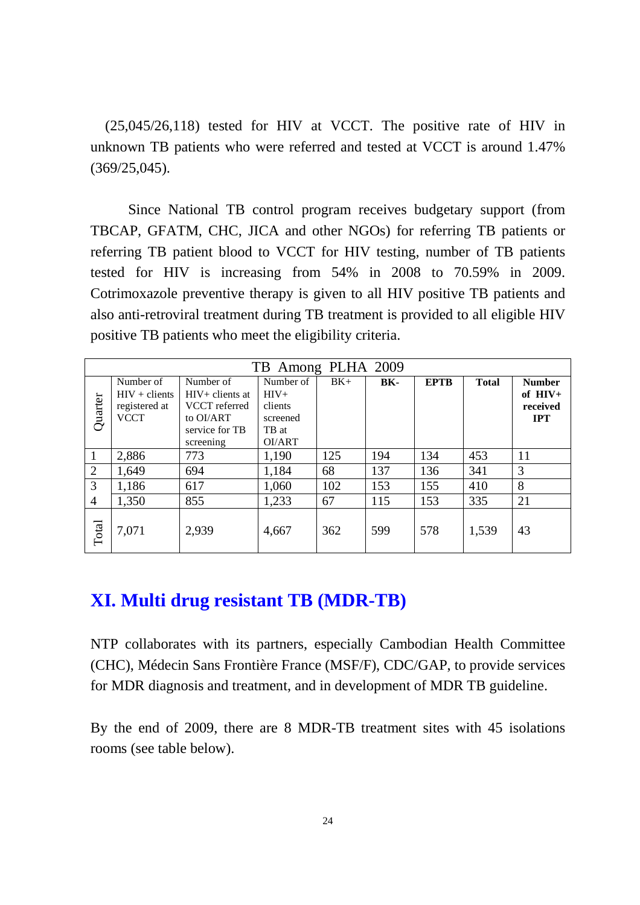(25,045/26,118) tested for HIV at VCCT. The positive rate of HIV in unknown TB patients who were referred and tested at VCCT is around 1.47% (369/25,045).

Since National TB control program receives budgetary support (from TBCAP, GFATM, CHC, JICA and other NGOs) for referring TB patients or referring TB patient blood to VCCT for HIV testing, number of TB patients tested for HIV is increasing from 54% in 2008 to 70.59% in 2009. Cotrimoxazole preventive therapy is given to all HIV positive TB patients and also anti-retroviral treatment during TB treatment is provided to all eligible HIV positive TB patients who meet the eligibility criteria.

| TB Among PLHA 2009 | | | | | | | | |
|---|---|---|---|---|---|---|---|---|
| Quarter | Number of HIV + clients registered at VCCT | Number of HIV+ clients at VCCT referred to OI/ART service for TB screening | Number of HIV+ clients screened TB at OI/ART | BK+ | **BK-** | **EPTB** | **Total** | **Number of HIV+ received IPT** |
| 1 | 2,886 | 773 | 1,190 | 125 | 194 | 134 | 453 | 11 |
| 2 | 1,649 | 694 | 1,184 | 68 | 137 | 136 | 341 | 3 |
| 3 | 1,186 | 617 | 1,060 | 102 | 153 | 155 | 410 | 8 |
| 4 | 1,350 | 855 | 1,233 | 67 | 115 | 153 | 335 | 21 |
| Total | 7,071 | 2,939 | 4,667 | 362 | 599 | 578 | 1,539 | 43 |

## XI. Multi drug resistant TB (MDR-TB)

NTP collaborates with its partners, especially Cambodian Health Committee (CHC), Médecin Sans Frontière France (MSF/F), CDC/GAP, to provide services for MDR diagnosis and treatment, and in development of MDR TB guideline.

By the end of 2009, there are 8 MDR-TB treatment sites with 45 isolations rooms (see table below).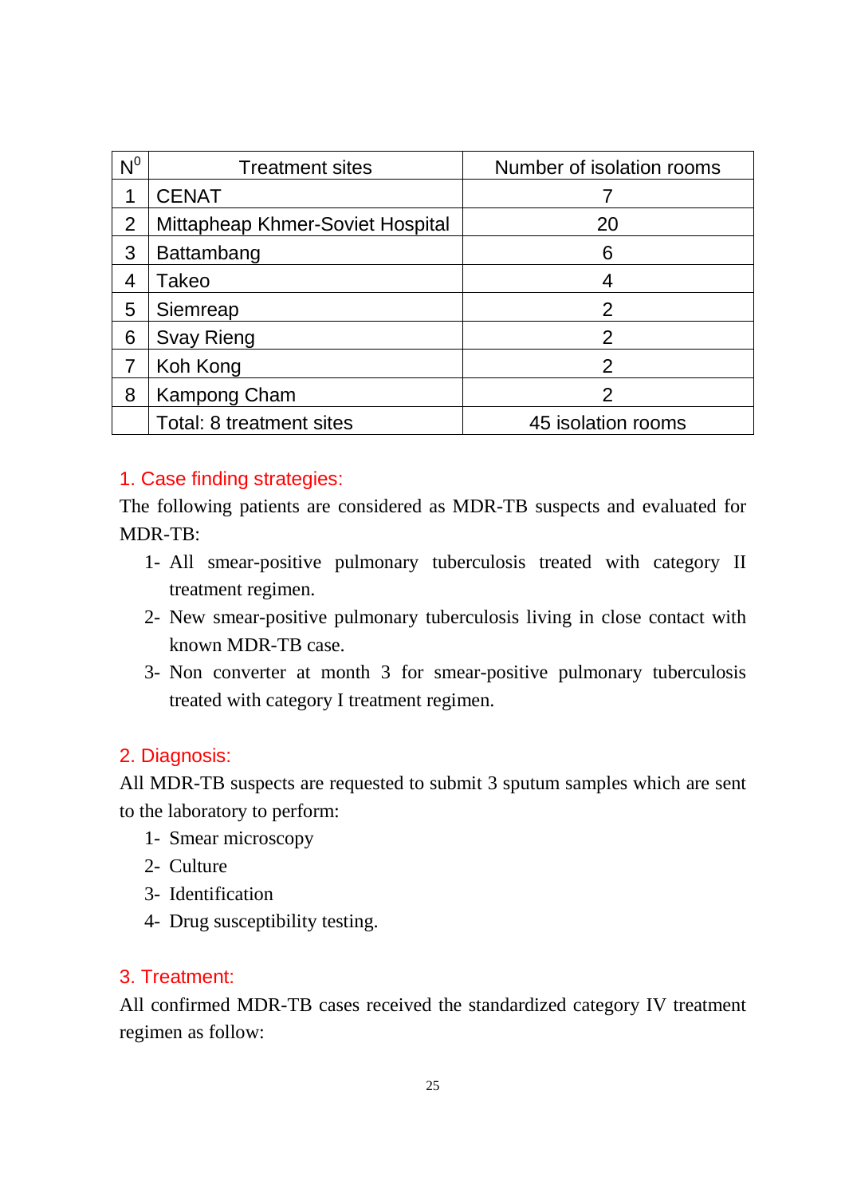| $N^0$ | Treatment sites | Number of isolation rooms |
|---|---|---|
| 1 | CENAT | 7 |
| 2 | Mittapheap Khmer-Soviet Hospital | 20 |
| 3 | Battambang | 6 |
| 4 | Takeo | 4 |
| 5 | Siemreap | 2 |
| 6 | Svay Rieng | 2 |
| 7 | Koh Kong | 2 |
| 8 | Kampong Cham | 2 |
| | Total: 8 treatment sites | 45 isolation rooms |

### 1. Case finding strategies:

The following patients are considered as MDR-TB suspects and evaluated for MDR-TB:

1- All smear-positive pulmonary tuberculosis treated with category II treatment regimen.

2- New smear-positive pulmonary tuberculosis living in close contact with known MDR-TB case.

3- Non converter at month 3 for smear-positive pulmonary tuberculosis treated with category I treatment regimen.

### 2. Diagnosis:

All MDR-TB suspects are requested to submit 3 sputum samples which are sent to the laboratory to perform:

1- Smear microscopy

2- Culture

3- Identification

4- Drug susceptibility testing.

### 3. Treatment:

All confirmed MDR-TB cases received the standardized category IV treatment regimen as follow: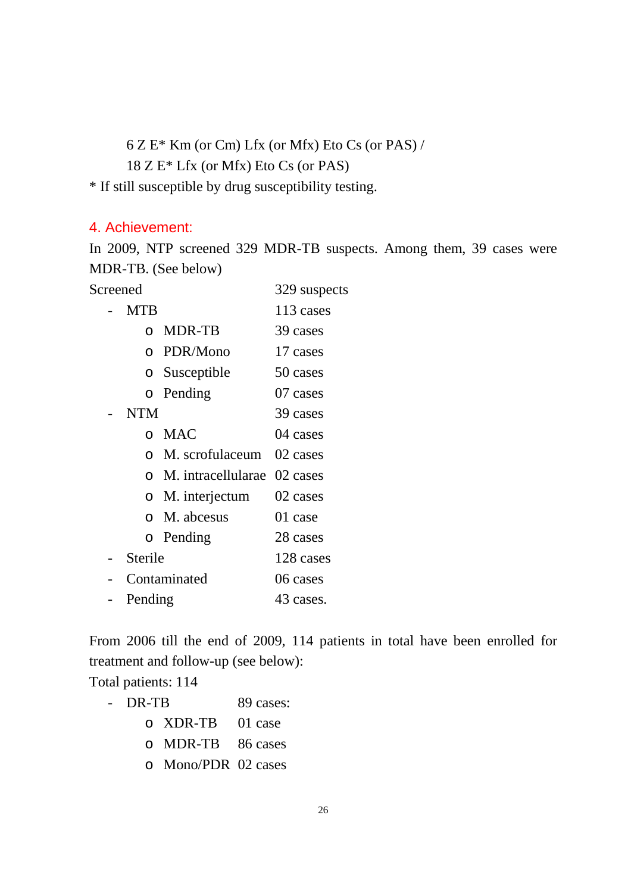6 Z E* Km (or Cm) Lfx (or Mfx) Eto Cs (or PAS) /

18 Z E* Lfx (or Mfx) Eto Cs (or PAS)

* If still susceptible by drug susceptibility testing.

## 4. Achievement:

In 2009, NTP screened 329 MDR-TB suspects. Among them, 39 cases were MDR-TB. (See below)

Screened 329 suspects

- MTB 113 cases
  - MDR-TB 39 cases
  - PDR/Mono 17 cases
  - Susceptible 50 cases
  - Pending 07 cases
- NTM 39 cases
  - MAC 04 cases
  - M. scrofulaceum 02 cases
  - M. intracellularae 02 cases
  - M. interjectum 02 cases
  - M. abcesus 01 case
  - Pending 28 cases
- Sterile 128 cases
- Contaminated 06 cases
- Pending 43 cases.

From 2006 till the end of 2009, 114 patients in total have been enrolled for treatment and follow-up (see below):

Total patients: 114

- DR-TB 89 cases:
  - XDR-TB 01 case
  - MDR-TB 86 cases
  - Mono/PDR 02 cases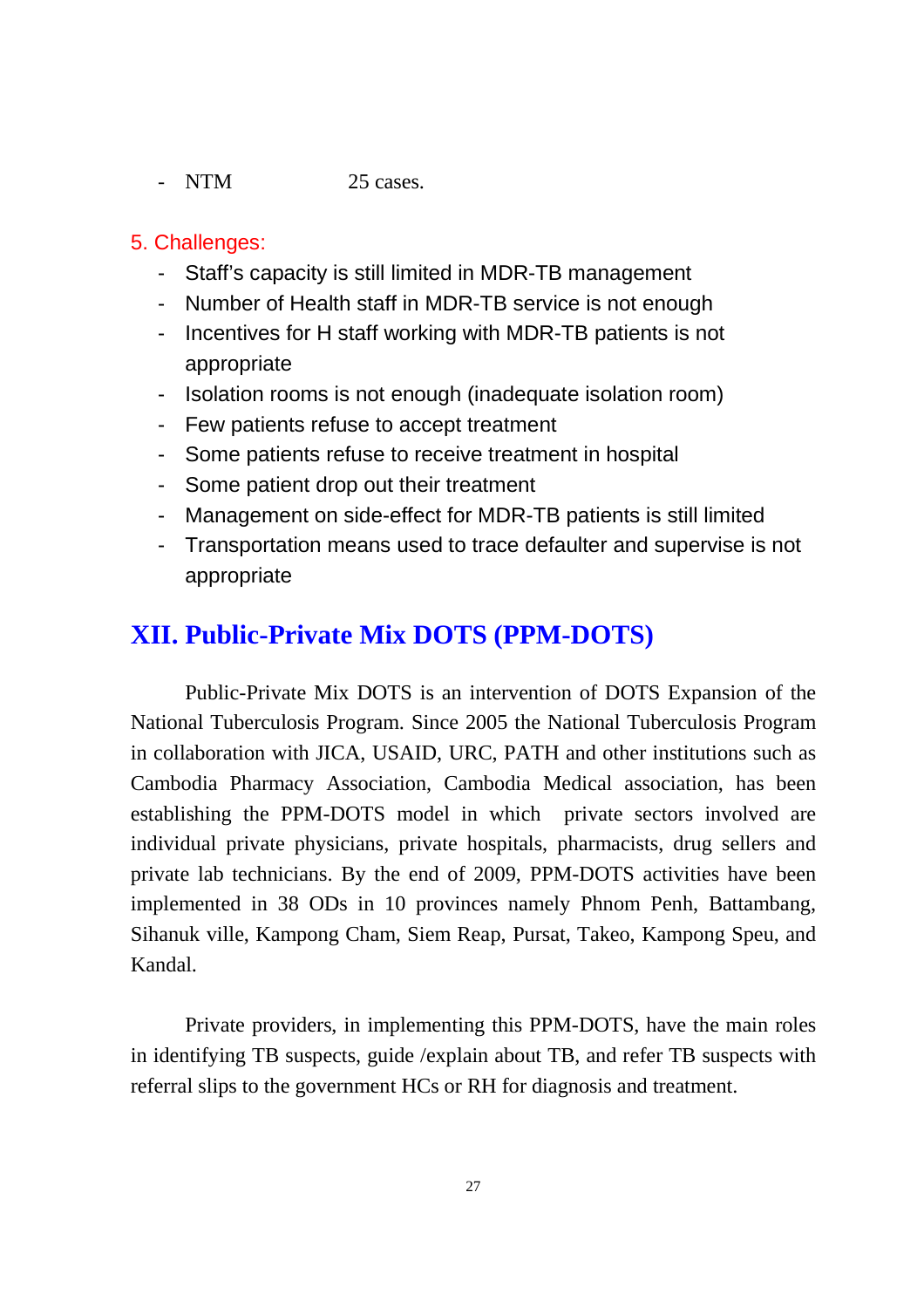- NTM 25 cases.

### 5. Challenges:

- Staff's capacity is still limited in MDR-TB management
- Number of Health staff in MDR-TB service is not enough
- Incentives for H staff working with MDR-TB patients is not appropriate
- Isolation rooms is not enough (inadequate isolation room)
- Few patients refuse to accept treatment
- Some patients refuse to receive treatment in hospital
- Some patient drop out their treatment
- Management on side-effect for MDR-TB patients is still limited
- Transportation means used to trace defaulter and supervise is not appropriate

## XII. Public-Private Mix DOTS (PPM-DOTS)

Public-Private Mix DOTS is an intervention of DOTS Expansion of the National Tuberculosis Program. Since 2005 the National Tuberculosis Program in collaboration with JICA, USAID, URC, PATH and other institutions such as Cambodia Pharmacy Association, Cambodia Medical association, has been establishing the PPM-DOTS model in which private sectors involved are individual private physicians, private hospitals, pharmacists, drug sellers and private lab technicians. By the end of 2009, PPM-DOTS activities have been implemented in 38 ODs in 10 provinces namely Phnom Penh, Battambang, Sihanuk ville, Kampong Cham, Siem Reap, Pursat, Takeo, Kampong Speu, and Kandal.

Private providers, in implementing this PPM-DOTS, have the main roles in identifying TB suspects, guide /explain about TB, and refer TB suspects with referral slips to the government HCs or RH for diagnosis and treatment.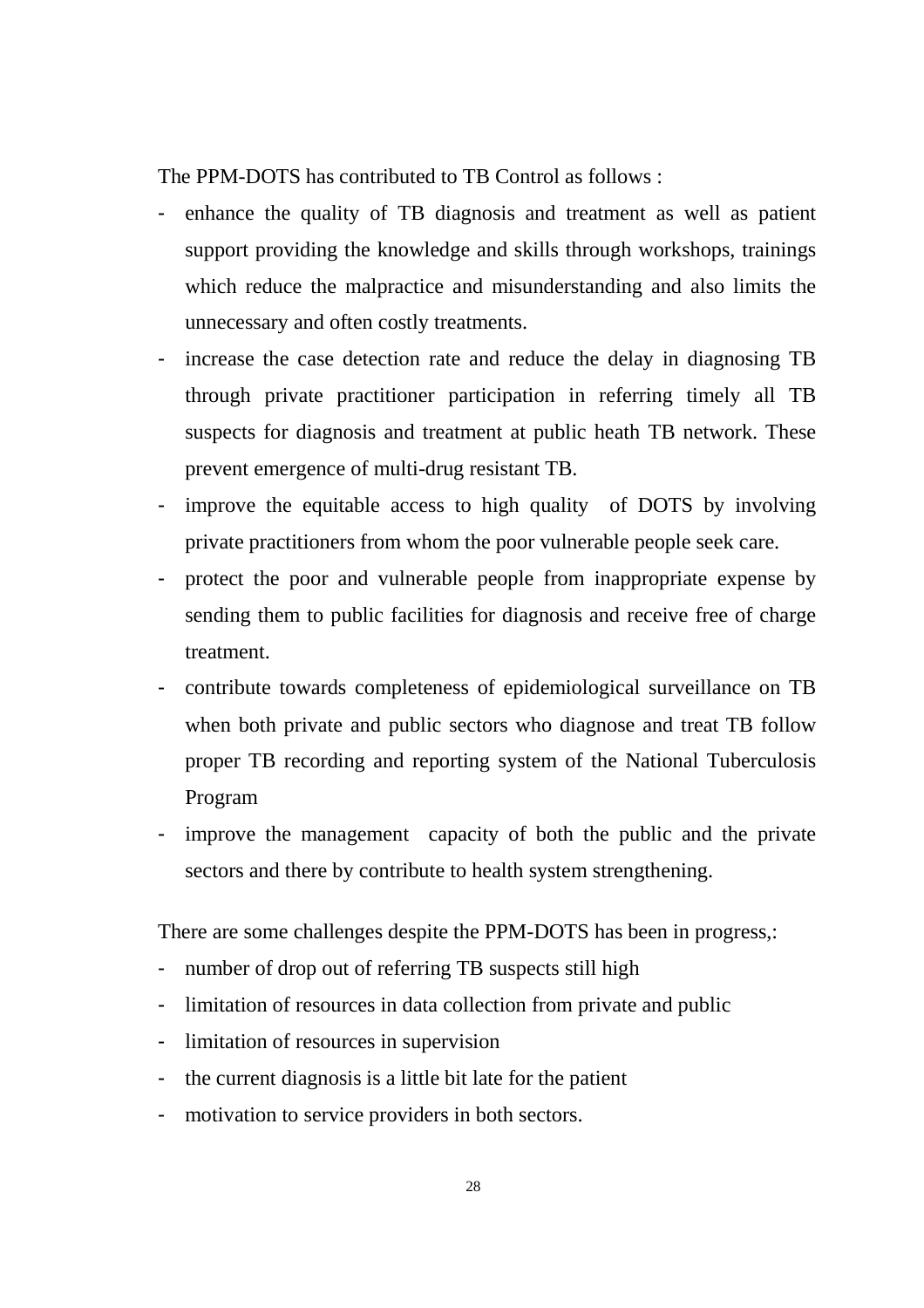The PPM-DOTS has contributed to TB Control as follows :

- enhance the quality of TB diagnosis and treatment as well as patient support providing the knowledge and skills through workshops, trainings which reduce the malpractice and misunderstanding and also limits the unnecessary and often costly treatments.
- increase the case detection rate and reduce the delay in diagnosing TB through private practitioner participation in referring timely all TB suspects for diagnosis and treatment at public heath TB network. These prevent emergence of multi-drug resistant TB.
- improve the equitable access to high quality of DOTS by involving private practitioners from whom the poor vulnerable people seek care.
- protect the poor and vulnerable people from inappropriate expense by sending them to public facilities for diagnosis and receive free of charge treatment.
- contribute towards completeness of epidemiological surveillance on TB when both private and public sectors who diagnose and treat TB follow proper TB recording and reporting system of the National Tuberculosis Program
- improve the management capacity of both the public and the private sectors and there by contribute to health system strengthening.

There are some challenges despite the PPM-DOTS has been in progress,:

- number of drop out of referring TB suspects still high
- limitation of resources in data collection from private and public
- limitation of resources in supervision
- the current diagnosis is a little bit late for the patient
- motivation to service providers in both sectors.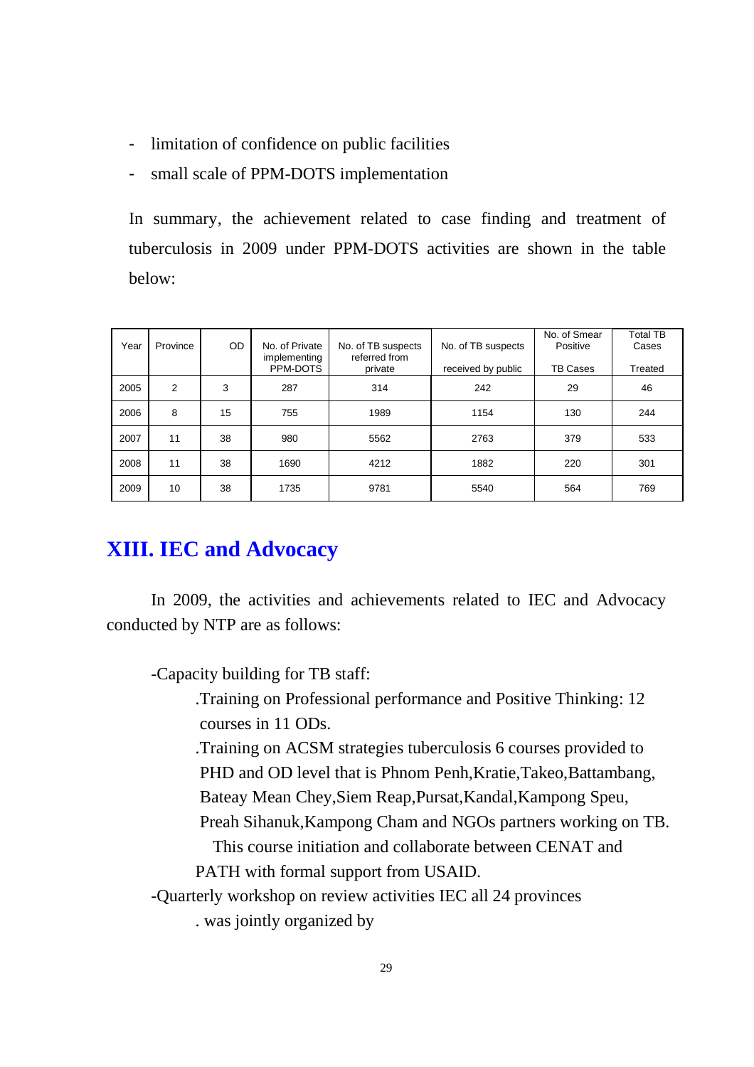- limitation of confidence on public facilities
- small scale of PPM-DOTS implementation

In summary, the achievement related to case finding and treatment of tuberculosis in 2009 under PPM-DOTS activities are shown in the table below:

| Year | Province | OD | No. of Private implementing PPM-DOTS | No. of TB suspects referred from private | No. of TB suspects received by public | No. of Smear Positive TB Cases | Total TB Cases Treated |
|---|---|---|---|---|---|---|---|
| 2005 | 2 | 3 | 287 | 314 | 242 | 29 | 46 |
| 2006 | 8 | 15 | 755 | 1989 | 1154 | 130 | 244 |
| 2007 | 11 | 38 | 980 | 5562 | 2763 | 379 | 533 |
| 2008 | 11 | 38 | 1690 | 4212 | 1882 | 220 | 301 |
| 2009 | 10 | 38 | 1735 | 9781 | 5540 | 564 | 769 |

## XIII. IEC and Advocacy

In 2009, the activities and achievements related to IEC and Advocacy conducted by NTP are as follows:

-Capacity building for TB staff:

.Training on Professional performance and Positive Thinking: 12 courses in 11 ODs.

.Training on ACSM strategies tuberculosis 6 courses provided to PHD and OD level that is Phnom Penh,Kratie,Takeo,Battambang, Bateay Mean Chey,Siem Reap,Pursat,Kandal,Kampong Speu, Preah Sihanuk,Kampong Cham and NGOs partners working on TB. This course initiation and collaborate between CENAT and PATH with formal support from USAID.

-Quarterly workshop on review activities IEC all 24 provinces

. was jointly organized by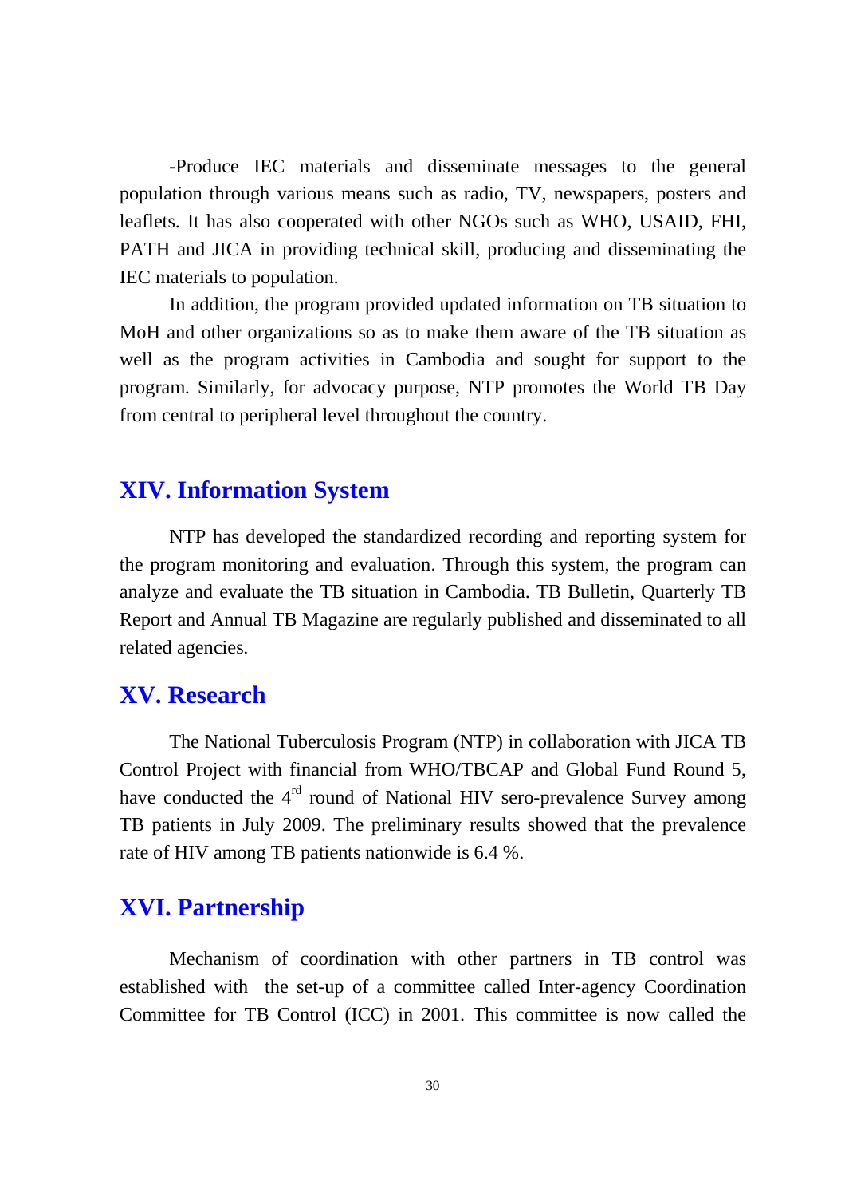-Produce IEC materials and disseminate messages to the general population through various means such as radio, TV, newspapers, posters and leaflets. It has also cooperated with other NGOs such as WHO, USAID, FHI, PATH and JICA in providing technical skill, producing and disseminating the IEC materials to population.

In addition, the program provided updated information on TB situation to MoH and other organizations so as to make them aware of the TB situation as well as the program activities in Cambodia and sought for support to the program. Similarly, for advocacy purpose, NTP promotes the World TB Day from central to peripheral level throughout the country.

## XIV. Information System

NTP has developed the standardized recording and reporting system for the program monitoring and evaluation. Through this system, the program can analyze and evaluate the TB situation in Cambodia. TB Bulletin, Quarterly TB Report and Annual TB Magazine are regularly published and disseminated to all related agencies.

## XV. Research

The National Tuberculosis Program (NTP) in collaboration with JICA TB Control Project with financial from WHO/TBCAP and Global Fund Round 5, have conducted the 4rd round of National HIV sero-prevalence Survey among TB patients in July 2009. The preliminary results showed that the prevalence rate of HIV among TB patients nationwide is 6.4 %.

## XVI. Partnership

Mechanism of coordination with other partners in TB control was established with the set-up of a committee called Inter-agency Coordination Committee for TB Control (ICC) in 2001. This committee is now called the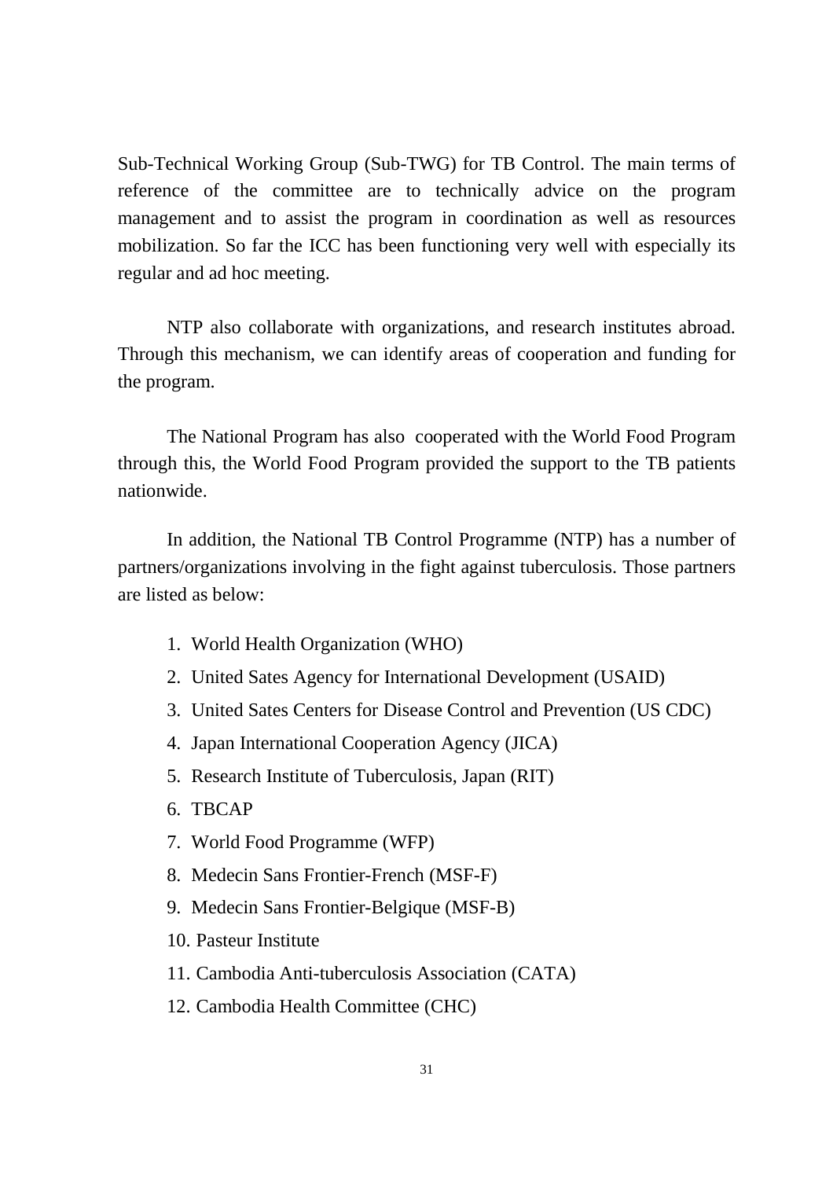Sub-Technical Working Group (Sub-TWG) for TB Control. The main terms of reference of the committee are to technically advice on the program management and to assist the program in coordination as well as resources mobilization. So far the ICC has been functioning very well with especially its regular and ad hoc meeting.

NTP also collaborate with organizations, and research institutes abroad. Through this mechanism, we can identify areas of cooperation and funding for the program.

The National Program has also cooperated with the World Food Program through this, the World Food Program provided the support to the TB patients nationwide.

In addition, the National TB Control Programme (NTP) has a number of partners/organizations involving in the fight against tuberculosis. Those partners are listed as below:

1. World Health Organization (WHO)
2. United Sates Agency for International Development (USAID)
3. United Sates Centers for Disease Control and Prevention (US CDC)
4. Japan International Cooperation Agency (JICA)
5. Research Institute of Tuberculosis, Japan (RIT)
6. TBCAP
7. World Food Programme (WFP)
8. Medecin Sans Frontier-French (MSF-F)
9. Medecin Sans Frontier-Belgique (MSF-B)
10. Pasteur Institute
11. Cambodia Anti-tuberculosis Association (CATA)
12. Cambodia Health Committee (CHC)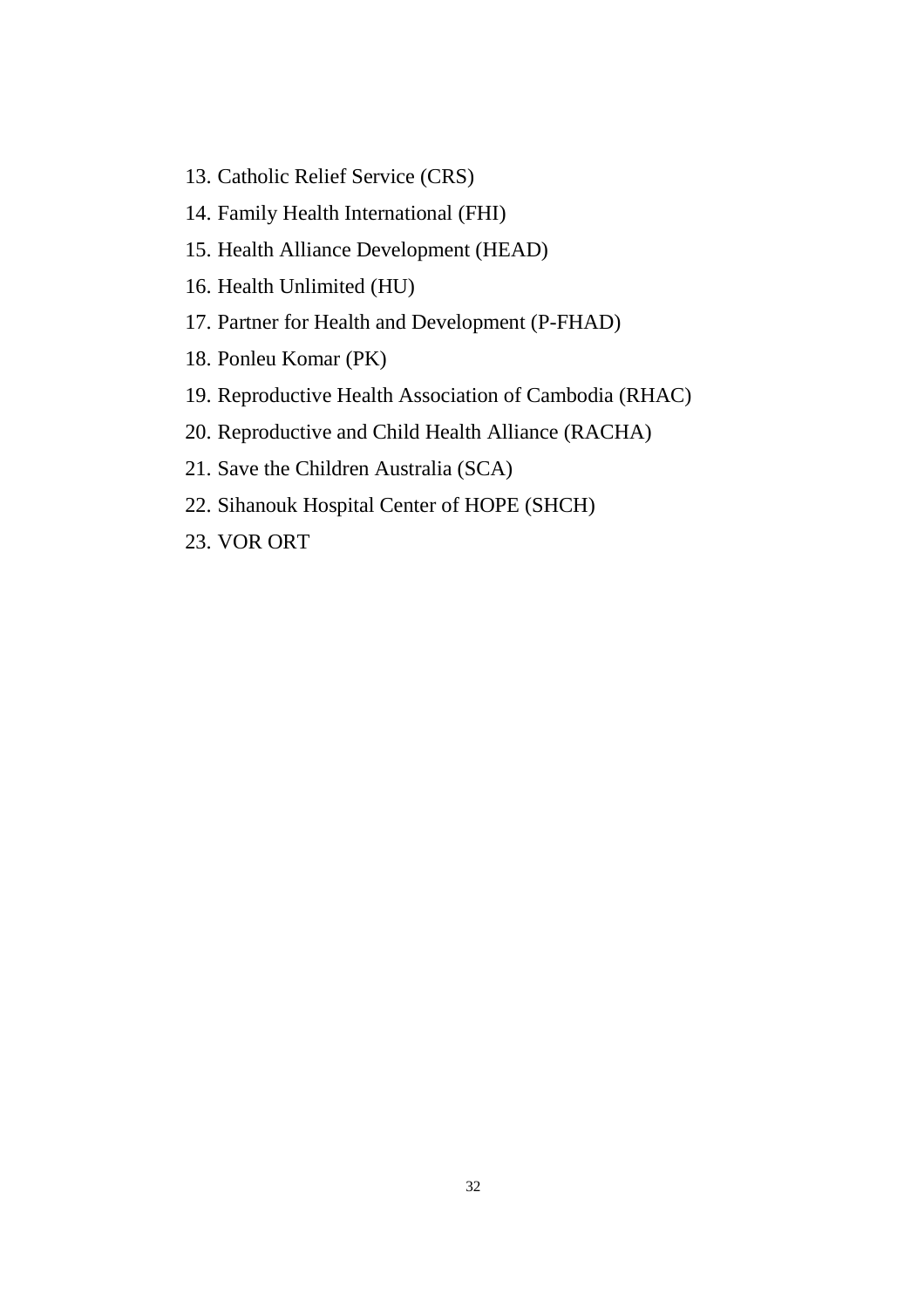13. Catholic Relief Service (CRS)
14. Family Health International (FHI)
15. Health Alliance Development (HEAD)
16. Health Unlimited (HU)
17. Partner for Health and Development (P-FHAD)
18. Ponleu Komar (PK)
19. Reproductive Health Association of Cambodia (RHAC)
20. Reproductive and Child Health Alliance (RACHA)
21. Save the Children Australia (SCA)
22. Sihanouk Hospital Center of HOPE (SHCH)
23. VOR ORT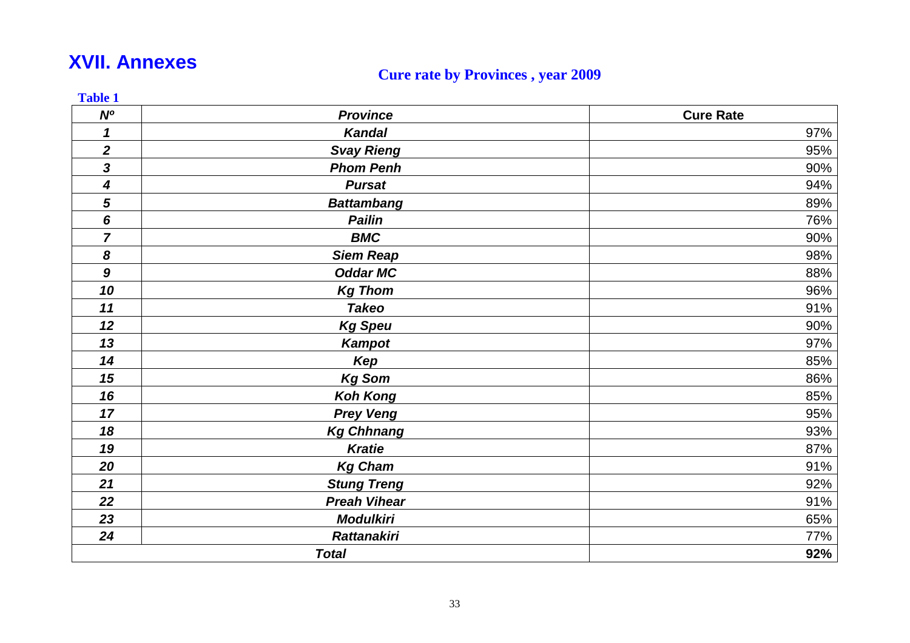# XVII. Annexes

## Cure rate by Provinces , year 2009

**Table 1**

| *Nº* | *Province* | Cure Rate |
|---|---|---|
| *1* | *Kandal* | 97% |
| *2* | *Svay Rieng* | 95% |
| *3* | *Phom Penh* | 90% |
| *4* | *Pursat* | 94% |
| *5* | *Battambang* | 89% |
| *6* | *Pailin* | 76% |
| *7* | *BMC* | 90% |
| *8* | *Siem Reap* | 98% |
| *9* | *Oddar MC* | 88% |
| *10* | *Kg Thom* | 96% |
| *11* | *Takeo* | 91% |
| *12* | *Kg Speu* | 90% |
| *13* | *Kampot* | 97% |
| *14* | *Kep* | 85% |
| *15* | *Kg Som* | 86% |
| *16* | *Koh Kong* | 85% |
| *17* | *Prey Veng* | 95% |
| *18* | *Kg Chhnang* | 93% |
| *19* | *Kratie* | 87% |
| *20* | *Kg Cham* | 91% |
| *21* | *Stung Treng* | 92% |
| *22* | *Preah Vihear* | 91% |
| *23* | *Modulkiri* | 65% |
| *24* | *Rattanakiri* | 77% |
| *Total* | | **92%** |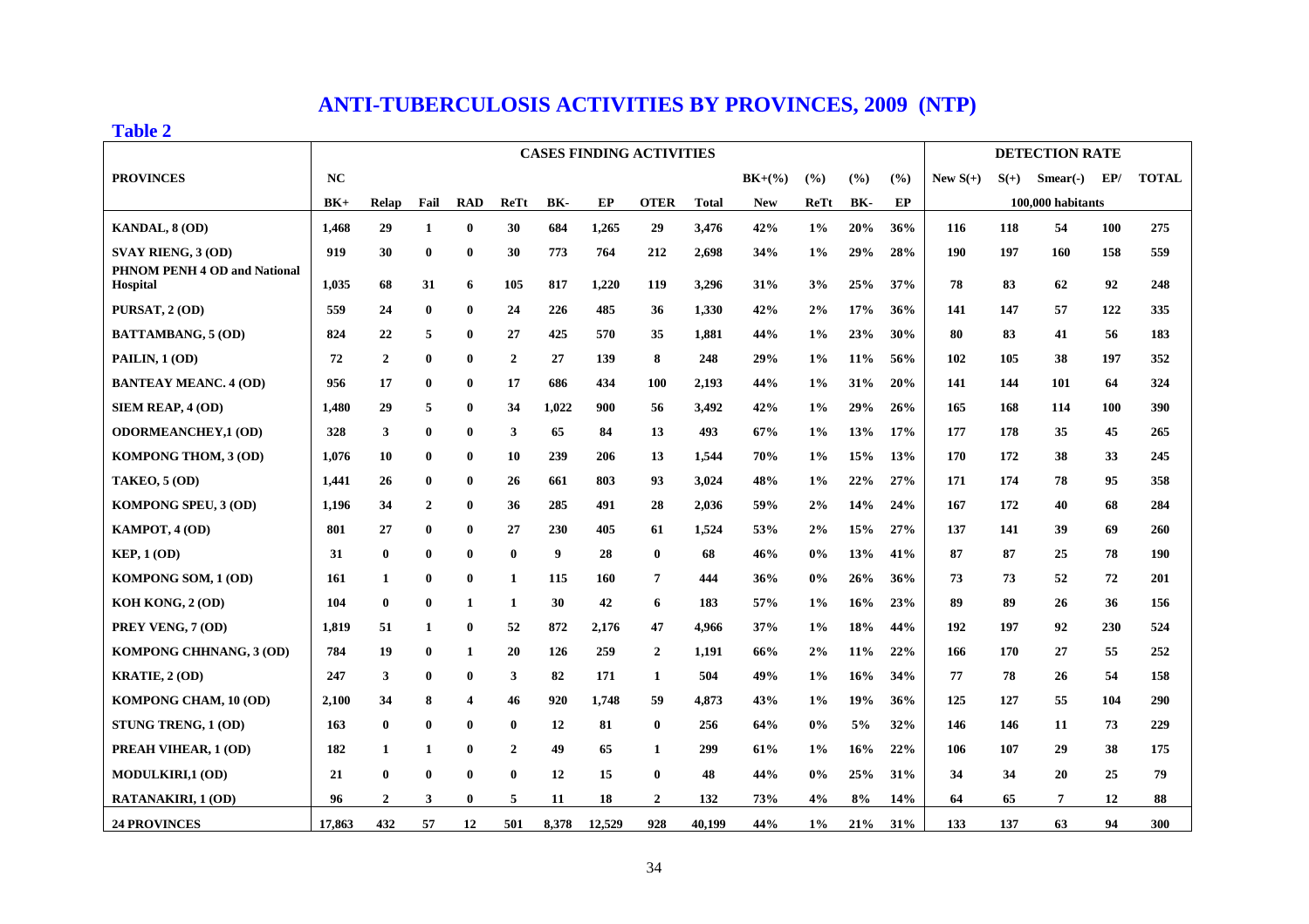# ANTI-TUBERCULOSIS ACTIVITIES BY PROVINCES, 2009 (NTP)

**Table 2**

| PROVINCES | CASES FINDING ACTIVITIES | | | | | | | | | | | | | DETECTION RATE | | | | |
|---|---|---|---|---|---|---|---|---|---|---|---|---|---|---|---|---|---|---|
| | NC | | | | | | | | | BK+(%) | (%) | (%) | (%) | New S(+) | S(+) | Smear(-) | EP/ | TOTAL |
| | BK+ | Relap | Fail | RAD | ReTt | BK- | EP | OTER | Total | New | ReTt | BK- | EP | 100,000 habitants | | | | |
| KANDAL, 8 (OD) | 1,468 | 29 | 1 | 0 | 30 | 684 | 1,265 | 29 | 3,476 | 42% | 1% | 20% | 36% | 116 | 118 | 54 | 100 | 275 |
| SVAY RIENG, 3 (OD) | 919 | 30 | 0 | 0 | 30 | 773 | 764 | 212 | 2,698 | 34% | 1% | 29% | 28% | 190 | 197 | 160 | 158 | 559 |
| PHNOM PENH 4 OD and National Hospital | 1,035 | 68 | 31 | 6 | 105 | 817 | 1,220 | 119 | 3,296 | 31% | 3% | 25% | 37% | 78 | 83 | 62 | 92 | 248 |
| PURSAT, 2 (OD) | 559 | 24 | 0 | 0 | 24 | 226 | 485 | 36 | 1,330 | 42% | 2% | 17% | 36% | 141 | 147 | 57 | 122 | 335 |
| BATTAMBANG, 5 (OD) | 824 | 22 | 5 | 0 | 27 | 425 | 570 | 35 | 1,881 | 44% | 1% | 23% | 30% | 80 | 83 | 41 | 56 | 183 |
| PAILIN, 1 (OD) | 72 | 2 | 0 | 0 | 2 | 27 | 139 | 8 | 248 | 29% | 1% | 11% | 56% | 102 | 105 | 38 | 197 | 352 |
| BANTEAY MEANC. 4 (OD) | 956 | 17 | 0 | 0 | 17 | 686 | 434 | 100 | 2,193 | 44% | 1% | 31% | 20% | 141 | 144 | 101 | 64 | 324 |
| SIEM REAP, 4 (OD) | 1,480 | 29 | 5 | 0 | 34 | 1,022 | 900 | 56 | 3,492 | 42% | 1% | 29% | 26% | 165 | 168 | 114 | 100 | 390 |
| ODORMEANCHEY,1 (OD) | 328 | 3 | 0 | 0 | 3 | 65 | 84 | 13 | 493 | 67% | 1% | 13% | 17% | 177 | 178 | 35 | 45 | 265 |
| KOMPONG THOM, 3 (OD) | 1,076 | 10 | 0 | 0 | 10 | 239 | 206 | 13 | 1,544 | 70% | 1% | 15% | 13% | 170 | 172 | 38 | 33 | 245 |
| TAKEO, 5 (OD) | 1,441 | 26 | 0 | 0 | 26 | 661 | 803 | 93 | 3,024 | 48% | 1% | 22% | 27% | 171 | 174 | 78 | 95 | 358 |
| KOMPONG SPEU, 3 (OD) | 1,196 | 34 | 2 | 0 | 36 | 285 | 491 | 28 | 2,036 | 59% | 2% | 14% | 24% | 167 | 172 | 40 | 68 | 284 |
| KAMPOT, 4 (OD) | 801 | 27 | 0 | 0 | 27 | 230 | 405 | 61 | 1,524 | 53% | 2% | 15% | 27% | 137 | 141 | 39 | 69 | 260 |
| KEP, 1 (OD) | 31 | 0 | 0 | 0 | 0 | 9 | 28 | 0 | 68 | 46% | 0% | 13% | 41% | 87 | 87 | 25 | 78 | 190 |
| KOMPONG SOM, 1 (OD) | 161 | 1 | 0 | 0 | 1 | 115 | 160 | 7 | 444 | 36% | 0% | 26% | 36% | 73 | 73 | 52 | 72 | 201 |
| KOH KONG, 2 (OD) | 104 | 0 | 0 | 1 | 1 | 30 | 42 | 6 | 183 | 57% | 1% | 16% | 23% | 89 | 89 | 26 | 36 | 156 |
| PREY VENG, 7 (OD) | 1,819 | 51 | 1 | 0 | 52 | 872 | 2,176 | 47 | 4,966 | 37% | 1% | 18% | 44% | 192 | 197 | 92 | 230 | 524 |
| KOMPONG CHHNANG, 3 (OD) | 784 | 19 | 0 | 1 | 20 | 126 | 259 | 2 | 1,191 | 66% | 2% | 11% | 22% | 166 | 170 | 27 | 55 | 252 |
| KRATIE, 2 (OD) | 247 | 3 | 0 | 0 | 3 | 82 | 171 | 1 | 504 | 49% | 1% | 16% | 34% | 77 | 78 | 26 | 54 | 158 |
| KOMPONG CHAM, 10 (OD) | 2,100 | 34 | 8 | 4 | 46 | 920 | 1,748 | 59 | 4,873 | 43% | 1% | 19% | 36% | 125 | 127 | 55 | 104 | 290 |
| STUNG TRENG, 1 (OD) | 163 | 0 | 0 | 0 | 0 | 12 | 81 | 0 | 256 | 64% | 0% | 5% | 32% | 146 | 146 | 11 | 73 | 229 |
| PREAH VIHEAR, 1 (OD) | 182 | 1 | 1 | 0 | 2 | 49 | 65 | 1 | 299 | 61% | 1% | 16% | 22% | 106 | 107 | 29 | 38 | 175 |
| MODULKIRI,1 (OD) | 21 | 0 | 0 | 0 | 0 | 12 | 15 | 0 | 48 | 44% | 0% | 25% | 31% | 34 | 34 | 20 | 25 | 79 |
| RATANAKIRI, 1 (OD) | 96 | 2 | 3 | 0 | 5 | 11 | 18 | 2 | 132 | 73% | 4% | 8% | 14% | 64 | 65 | 7 | 12 | 88 |
| 24 PROVINCES | 17,863 | 432 | 57 | 12 | 501 | 8,378 | 12,529 | 928 | 40,199 | 44% | 1% | 21% | 31% | 133 | 137 | 63 | 94 | 300 |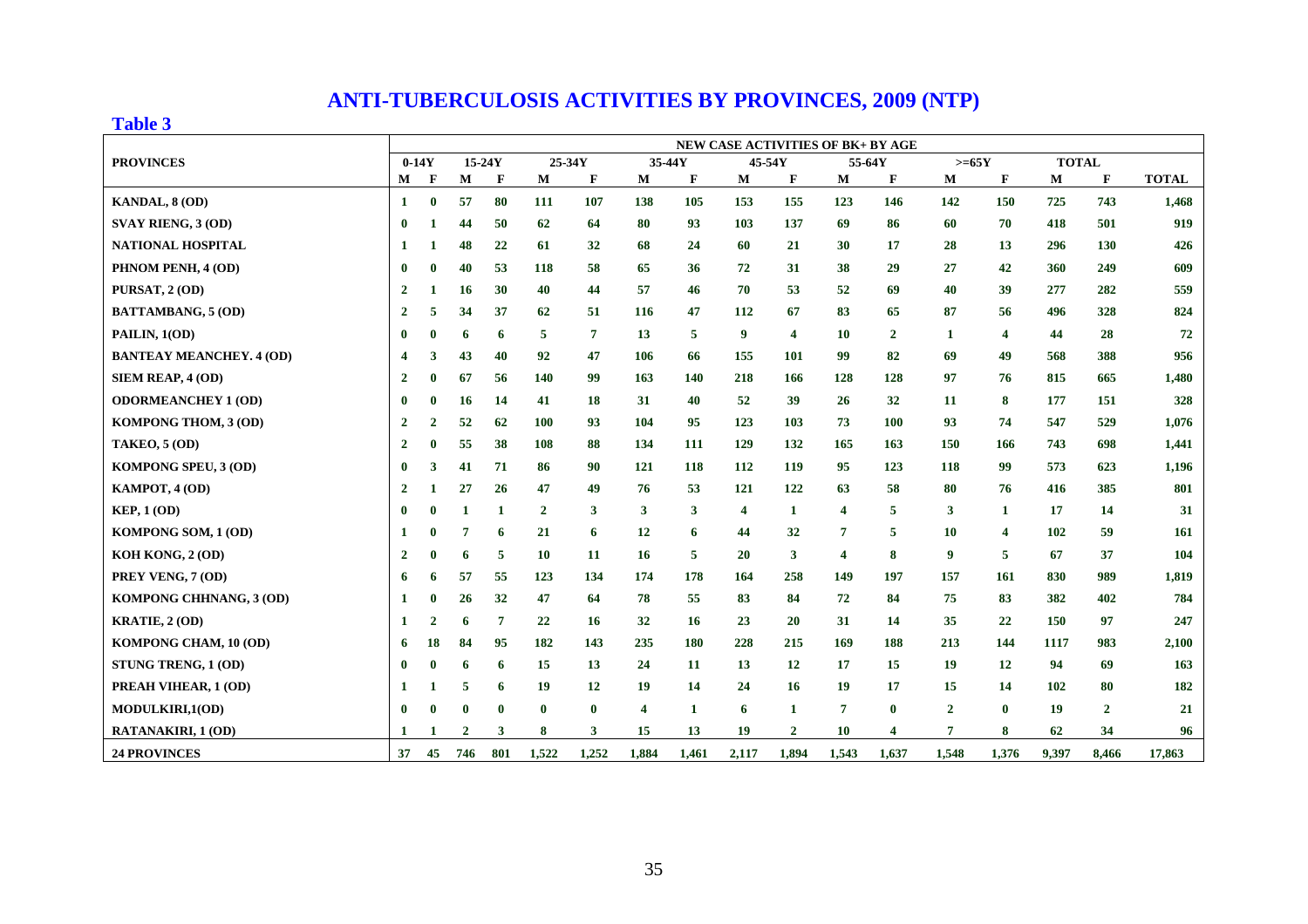# ANTI-TUBERCULOSIS ACTIVITIES BY PROVINCES, 2009 (NTP)

**Table 3**

| PROVINCES | NEW CASE ACTIVITIES OF BK+ BY AGE | | | | | | | | | | | | | | | | |
|---|---|---|---|---|---|---|---|---|---|---|---|---|---|---|---|---|---|
| | 0-14Y | | 15-24Y | | 25-34Y | | 35-44Y | | 45-54Y | | 55-64Y | | >=65Y | | TOTAL | | |
| | M | F | M | F | M | F | M | F | M | F | M | F | M | F | M | F | TOTAL |
| KANDAL, 8 (OD) | 1 | 0 | 57 | 80 | 111 | 107 | 138 | 105 | 153 | 155 | 123 | 146 | 142 | 150 | 725 | 743 | 1,468 |
| SVAY RIENG, 3 (OD) | 0 | 1 | 44 | 50 | 62 | 64 | 80 | 93 | 103 | 137 | 69 | 86 | 60 | 70 | 418 | 501 | 919 |
| NATIONAL HOSPITAL | 1 | 1 | 48 | 22 | 61 | 32 | 68 | 24 | 60 | 21 | 30 | 17 | 28 | 13 | 296 | 130 | 426 |
| PHNOM PENH, 4 (OD) | 0 | 0 | 40 | 53 | 118 | 58 | 65 | 36 | 72 | 31 | 38 | 29 | 27 | 42 | 360 | 249 | 609 |
| PURSAT, 2 (OD) | 2 | 1 | 16 | 30 | 40 | 44 | 57 | 46 | 70 | 53 | 52 | 69 | 40 | 39 | 277 | 282 | 559 |
| BATTAMBANG, 5 (OD) | 2 | 5 | 34 | 37 | 62 | 51 | 116 | 47 | 112 | 67 | 83 | 65 | 87 | 56 | 496 | 328 | 824 |
| PAILIN, 1(OD) | 0 | 0 | 6 | 6 | 5 | 7 | 13 | 5 | 9 | 4 | 10 | 2 | 1 | 4 | 44 | 28 | 72 |
| BANTEAY MEANCHEY. 4 (OD) | 4 | 3 | 43 | 40 | 92 | 47 | 106 | 66 | 155 | 101 | 99 | 82 | 69 | 49 | 568 | 388 | 956 |
| SIEM REAP, 4 (OD) | 2 | 0 | 67 | 56 | 140 | 99 | 163 | 140 | 218 | 166 | 128 | 128 | 97 | 76 | 815 | 665 | 1,480 |
| ODORMEANCHEY 1 (OD) | 0 | 0 | 16 | 14 | 41 | 18 | 31 | 40 | 52 | 39 | 26 | 32 | 11 | 8 | 177 | 151 | 328 |
| KOMPONG THOM, 3 (OD) | 2 | 2 | 52 | 62 | 100 | 93 | 104 | 95 | 123 | 103 | 73 | 100 | 93 | 74 | 547 | 529 | 1,076 |
| TAKEO, 5 (OD) | 2 | 0 | 55 | 38 | 108 | 88 | 134 | 111 | 129 | 132 | 165 | 163 | 150 | 166 | 743 | 698 | 1,441 |
| KOMPONG SPEU, 3 (OD) | 0 | 3 | 41 | 71 | 86 | 90 | 121 | 118 | 112 | 119 | 95 | 123 | 118 | 99 | 573 | 623 | 1,196 |
| KAMPOT, 4 (OD) | 2 | 1 | 27 | 26 | 47 | 49 | 76 | 53 | 121 | 122 | 63 | 58 | 80 | 76 | 416 | 385 | 801 |
| KEP, 1 (OD) | 0 | 0 | 1 | 1 | 2 | 3 | 3 | 3 | 4 | 1 | 4 | 5 | 3 | 1 | 17 | 14 | 31 |
| KOMPONG SOM, 1 (OD) | 1 | 0 | 7 | 6 | 21 | 6 | 12 | 6 | 44 | 32 | 7 | 5 | 10 | 4 | 102 | 59 | 161 |
| KOH KONG, 2 (OD) | 2 | 0 | 6 | 5 | 10 | 11 | 16 | 5 | 20 | 3 | 4 | 8 | 9 | 5 | 67 | 37 | 104 |
| PREY VENG, 7 (OD) | 6 | 6 | 57 | 55 | 123 | 134 | 174 | 178 | 164 | 258 | 149 | 197 | 157 | 161 | 830 | 989 | 1,819 |
| KOMPONG CHHNANG, 3 (OD) | 1 | 0 | 26 | 32 | 47 | 64 | 78 | 55 | 83 | 84 | 72 | 84 | 75 | 83 | 382 | 402 | 784 |
| KRATIE, 2 (OD) | 1 | 2 | 6 | 7 | 22 | 16 | 32 | 16 | 23 | 20 | 31 | 14 | 35 | 22 | 150 | 97 | 247 |
| KOMPONG CHAM, 10 (OD) | 6 | 18 | 84 | 95 | 182 | 143 | 235 | 180 | 228 | 215 | 169 | 188 | 213 | 144 | 1117 | 983 | 2,100 |
| STUNG TRENG, 1 (OD) | 0 | 0 | 6 | 6 | 15 | 13 | 24 | 11 | 13 | 12 | 17 | 15 | 19 | 12 | 94 | 69 | 163 |
| PREAH VIHEAR, 1 (OD) | 1 | 1 | 5 | 6 | 19 | 12 | 19 | 14 | 24 | 16 | 19 | 17 | 15 | 14 | 102 | 80 | 182 |
| MODULKIRI,1(OD) | 0 | 0 | 0 | 0 | 0 | 0 | 4 | 1 | 6 | 1 | 7 | 0 | 2 | 0 | 19 | 2 | 21 |
| RATANAKIRI, 1 (OD) | 1 | 1 | 2 | 3 | 8 | 3 | 15 | 13 | 19 | 2 | 10 | 4 | 7 | 8 | 62 | 34 | 96 |
| 24 PROVINCES | 37 | 45 | 746 | 801 | 1,522 | 1,252 | 1,884 | 1,461 | 2,117 | 1,894 | 1,543 | 1,637 | 1,548 | 1,376 | 9,397 | 8,466 | 17,863 |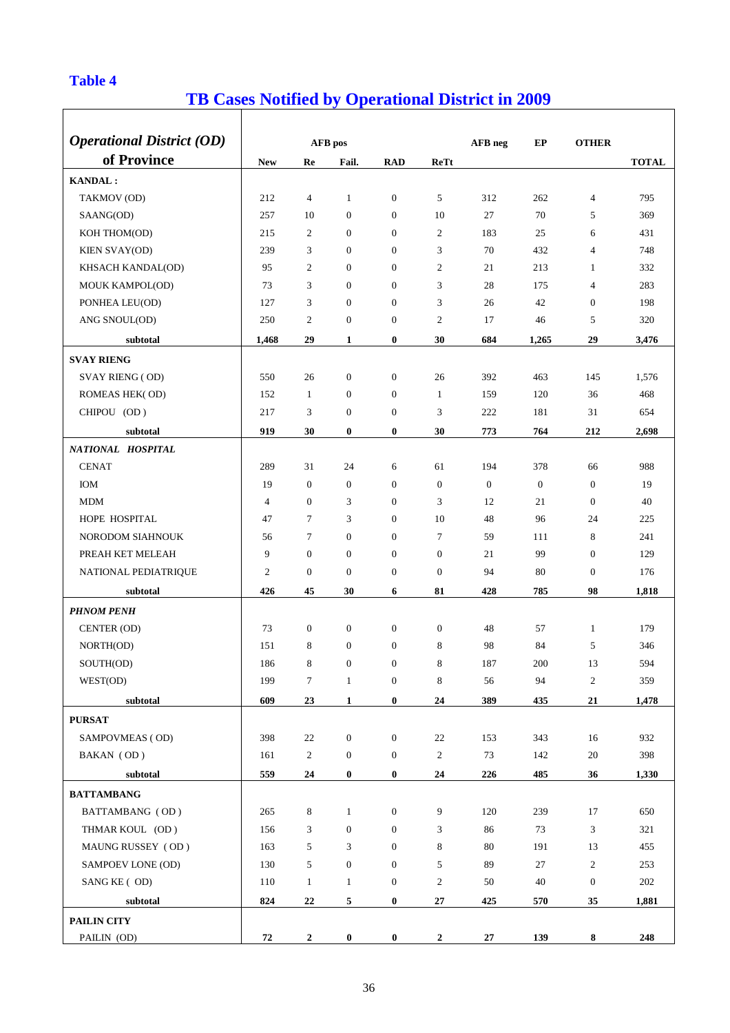**Table 4**

## TB Cases Notified by Operational District in 2009

| *Operational District (OD)* of Province | AFB pos New | Re | Fail. | RAD | ReTt | AFB neg | EP | OTHER | TOTAL |
|---|---|---|---|---|---|---|---|---|---|
| **KANDAL :** | | | | | | | | | |
| TAKMOV (OD) | 212 | 4 | 1 | 0 | 5 | 312 | 262 | 4 | 795 |
| SAANG(OD) | 257 | 10 | 0 | 0 | 10 | 27 | 70 | 5 | 369 |
| KOH THOM(OD) | 215 | 2 | 0 | 0 | 2 | 183 | 25 | 6 | 431 |
| KIEN SVAY(OD) | 239 | 3 | 0 | 0 | 3 | 70 | 432 | 4 | 748 |
| KHSACH KANDAL(OD) | 95 | 2 | 0 | 0 | 2 | 21 | 213 | 1 | 332 |
| MOUK KAMPOL(OD) | 73 | 3 | 0 | 0 | 3 | 28 | 175 | 4 | 283 |
| PONHEA LEU(OD) | 127 | 3 | 0 | 0 | 3 | 26 | 42 | 0 | 198 |
| ANG SNOUL(OD) | 250 | 2 | 0 | 0 | 2 | 17 | 46 | 5 | 320 |
| **subtotal** | **1,468** | **29** | **1** | **0** | **30** | **684** | **1,265** | **29** | **3,476** |
| **SVAY RIENG** | | | | | | | | | |
| SVAY RIENG ( OD) | 550 | 26 | 0 | 0 | 26 | 392 | 463 | 145 | 1,576 |
| ROMEAS HEK( OD) | 152 | 1 | 0 | 0 | 1 | 159 | 120 | 36 | 468 |
| CHIPOU (OD ) | 217 | 3 | 0 | 0 | 3 | 222 | 181 | 31 | 654 |
| **subtotal** | **919** | **30** | **0** | **0** | **30** | **773** | **764** | **212** | **2,698** |
| ***NATIONAL HOSPITAL*** | | | | | | | | | |
| CENAT | 289 | 31 | 24 | 6 | 61 | 194 | 378 | 66 | 988 |
| IOM | 19 | 0 | 0 | 0 | 0 | 0 | 0 | 0 | 19 |
| MDM | 4 | 0 | 3 | 0 | 3 | 12 | 21 | 0 | 40 |
| HOPE HOSPITAL | 47 | 7 | 3 | 0 | 10 | 48 | 96 | 24 | 225 |
| NORODOM SIAHNOUK | 56 | 7 | 0 | 0 | 7 | 59 | 111 | 8 | 241 |
| PREAH KET MELEAH | 9 | 0 | 0 | 0 | 0 | 21 | 99 | 0 | 129 |
| NATIONAL PEDIATRIQUE | 2 | 0 | 0 | 0 | 0 | 94 | 80 | 0 | 176 |
| **subtotal** | **426** | **45** | **30** | **6** | **81** | **428** | **785** | **98** | **1,818** |
| ***PHNOM PENH*** | | | | | | | | | |
| CENTER (OD) | 73 | 0 | 0 | 0 | 0 | 48 | 57 | 1 | 179 |
| NORTH(OD) | 151 | 8 | 0 | 0 | 8 | 98 | 84 | 5 | 346 |
| SOUTH(OD) | 186 | 8 | 0 | 0 | 8 | 187 | 200 | 13 | 594 |
| WEST(OD) | 199 | 7 | 1 | 0 | 8 | 56 | 94 | 2 | 359 |
| **subtotal** | **609** | **23** | **1** | **0** | **24** | **389** | **435** | **21** | **1,478** |
| **PURSAT** | | | | | | | | | |
| SAMPOVMEAS ( OD) | 398 | 22 | 0 | 0 | 22 | 153 | 343 | 16 | 932 |
| BAKAN ( OD ) | 161 | 2 | 0 | 0 | 2 | 73 | 142 | 20 | 398 |
| **subtotal** | **559** | **24** | **0** | **0** | **24** | **226** | **485** | **36** | **1,330** |
| **BATTAMBANG** | | | | | | | | | |
| BATTAMBANG ( OD ) | 265 | 8 | 1 | 0 | 9 | 120 | 239 | 17 | 650 |
| THMAR KOUL (OD ) | 156 | 3 | 0 | 0 | 3 | 86 | 73 | 3 | 321 |
| MAUNG RUSSEY ( OD ) | 163 | 5 | 3 | 0 | 8 | 80 | 191 | 13 | 455 |
| SAMPOEV LONE (OD) | 130 | 5 | 0 | 0 | 5 | 89 | 27 | 2 | 253 |
| SANG KE ( OD) | 110 | 1 | 1 | 0 | 2 | 50 | 40 | 0 | 202 |
| **subtotal** | **824** | **22** | **5** | **0** | **27** | **425** | **570** | **35** | **1,881** |
| **PAILIN CITY** | | | | | | | | | |
| PAILIN (OD) | **72** | **2** | **0** | **0** | **2** | **27** | **139** | **8** | **248** |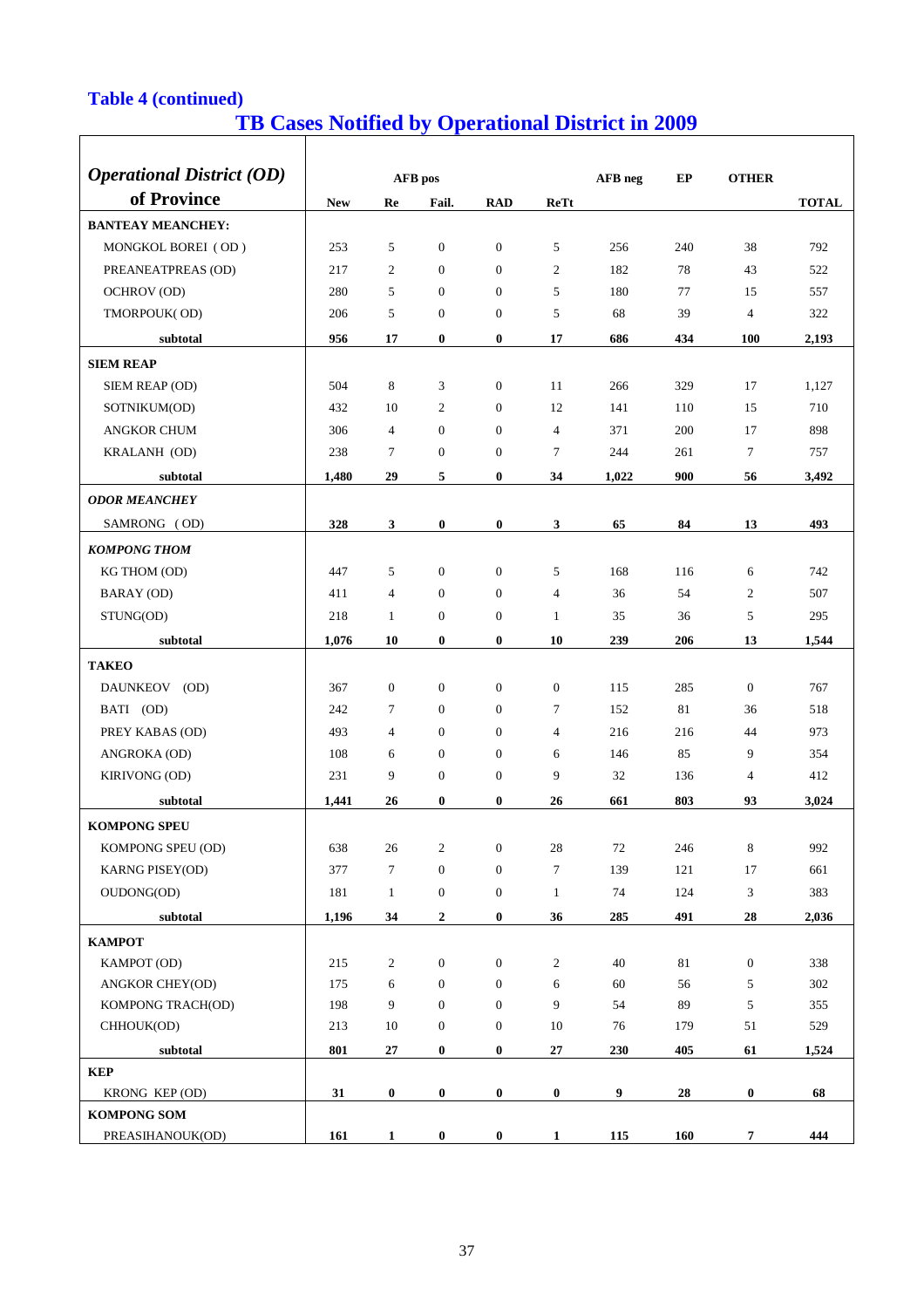**Table 4 (continued)**

## TB Cases Notified by Operational District in 2009

| *Operational District (OD)* | AFB pos | | | | | AFB neg | EP | OTHER | |
|---|---|---|---|---|---|---|---|---|---|
| **of Province** | **New** | **Re** | **Fail.** | **RAD** | **ReTt** | | | | **TOTAL** |
| **BANTEAY MEANCHEY:** | | | | | | | | | |
| MONGKOL BOREI ( OD ) | 253 | 5 | 0 | 0 | 5 | 256 | 240 | 38 | 792 |
| PREANEATPREAS (OD) | 217 | 2 | 0 | 0 | 2 | 182 | 78 | 43 | 522 |
| OCHROV (OD) | 280 | 5 | 0 | 0 | 5 | 180 | 77 | 15 | 557 |
| TMORPOUK( OD) | 206 | 5 | 0 | 0 | 5 | 68 | 39 | 4 | 322 |
| **subtotal** | **956** | **17** | **0** | **0** | **17** | **686** | **434** | **100** | **2,193** |
| **SIEM REAP** | | | | | | | | | |
| SIEM REAP (OD) | 504 | 8 | 3 | 0 | 11 | 266 | 329 | 17 | 1,127 |
| SOTNIKUM(OD) | 432 | 10 | 2 | 0 | 12 | 141 | 110 | 15 | 710 |
| ANGKOR CHUM | 306 | 4 | 0 | 0 | 4 | 371 | 200 | 17 | 898 |
| KRALANH (OD) | 238 | 7 | 0 | 0 | 7 | 244 | 261 | 7 | 757 |
| **subtotal** | **1,480** | **29** | **5** | **0** | **34** | **1,022** | **900** | **56** | **3,492** |
| ***ODOR MEANCHEY*** | | | | | | | | | |
| SAMRONG ( OD) | **328** | **3** | **0** | **0** | **3** | **65** | **84** | **13** | **493** |
| ***KOMPONG THOM*** | | | | | | | | | |
| KG THOM (OD) | 447 | 5 | 0 | 0 | 5 | 168 | 116 | 6 | 742 |
| BARAY (OD) | 411 | 4 | 0 | 0 | 4 | 36 | 54 | 2 | 507 |
| STUNG(OD) | 218 | 1 | 0 | 0 | 1 | 35 | 36 | 5 | 295 |
| **subtotal** | **1,076** | **10** | **0** | **0** | **10** | **239** | **206** | **13** | **1,544** |
| **TAKEO** | | | | | | | | | |
| DAUNKEOV (OD) | 367 | 0 | 0 | 0 | 0 | 115 | 285 | 0 | 767 |
| BATI (OD) | 242 | 7 | 0 | 0 | 7 | 152 | 81 | 36 | 518 |
| PREY KABAS (OD) | 493 | 4 | 0 | 0 | 4 | 216 | 216 | 44 | 973 |
| ANGROKA (OD) | 108 | 6 | 0 | 0 | 6 | 146 | 85 | 9 | 354 |
| KIRIVONG (OD) | 231 | 9 | 0 | 0 | 9 | 32 | 136 | 4 | 412 |
| **subtotal** | **1,441** | **26** | **0** | **0** | **26** | **661** | **803** | **93** | **3,024** |
| **KOMPONG SPEU** | | | | | | | | | |
| KOMPONG SPEU (OD) | 638 | 26 | 2 | 0 | 28 | 72 | 246 | 8 | 992 |
| KARNG PISEY(OD) | 377 | 7 | 0 | 0 | 7 | 139 | 121 | 17 | 661 |
| OUDONG(OD) | 181 | 1 | 0 | 0 | 1 | 74 | 124 | 3 | 383 |
| **subtotal** | **1,196** | **34** | **2** | **0** | **36** | **285** | **491** | **28** | **2,036** |
| **KAMPOT** | | | | | | | | | |
| KAMPOT (OD) | 215 | 2 | 0 | 0 | 2 | 40 | 81 | 0 | 338 |
| ANGKOR CHEY(OD) | 175 | 6 | 0 | 0 | 6 | 60 | 56 | 5 | 302 |
| KOMPONG TRACH(OD) | 198 | 9 | 0 | 0 | 9 | 54 | 89 | 5 | 355 |
| CHHOUK(OD) | 213 | 10 | 0 | 0 | 10 | 76 | 179 | 51 | 529 |
| **subtotal** | **801** | **27** | **0** | **0** | **27** | **230** | **405** | **61** | **1,524** |
| **KEP** | | | | | | | | | |
| KRONG KEP (OD) | **31** | **0** | **0** | **0** | **0** | **9** | **28** | **0** | **68** |
| **KOMPONG SOM** | | | | | | | | | |
| PREASIHANOUK(OD) | **161** | **1** | **0** | **0** | **1** | **115** | **160** | **7** | **444** |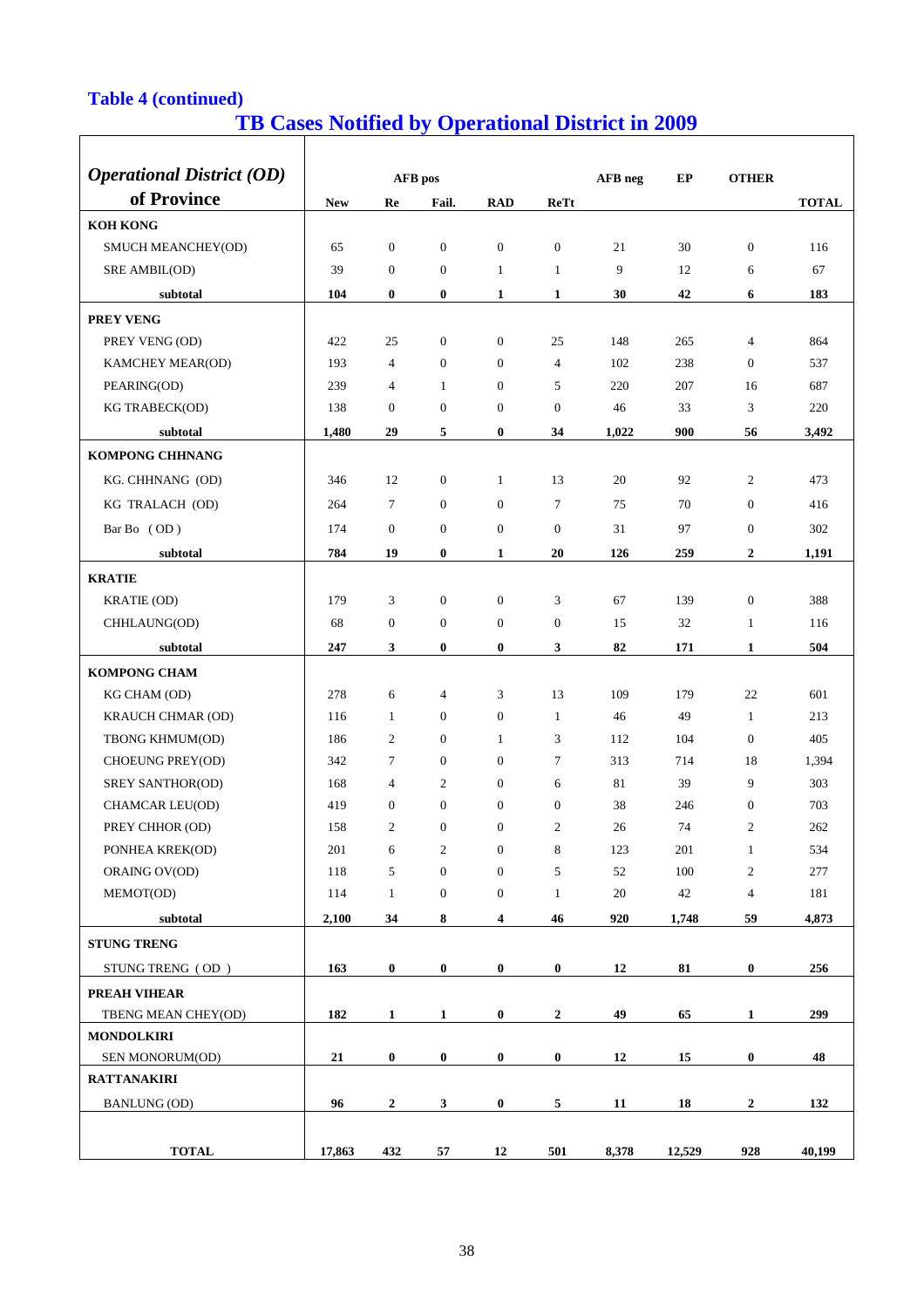**Table 4 (continued)**

## TB Cases Notified by Operational District in 2009

| *Operational District (OD)* of Province | AFB pos | | | | | AFB neg | EP | OTHER | |
|---|---|---|---|---|---|---|---|---|---|
| | New | Re | Fail. | RAD | ReTt | | | | TOTAL |
| **KOH KONG** | | | | | | | | | |
| SMUCH MEANCHEY(OD) | 65 | 0 | 0 | 0 | 0 | 21 | 30 | 0 | 116 |
| SRE AMBIL(OD) | 39 | 0 | 0 | 1 | 1 | 9 | 12 | 6 | 67 |
| **subtotal** | **104** | **0** | **0** | **1** | **1** | **30** | **42** | **6** | **183** |
| **PREY VENG** | | | | | | | | | |
| PREY VENG (OD) | 422 | 25 | 0 | 0 | 25 | 148 | 265 | 4 | 864 |
| KAMCHEY MEAR(OD) | 193 | 4 | 0 | 0 | 4 | 102 | 238 | 0 | 537 |
| PEARING(OD) | 239 | 4 | 1 | 0 | 5 | 220 | 207 | 16 | 687 |
| KG TRABECK(OD) | 138 | 0 | 0 | 0 | 0 | 46 | 33 | 3 | 220 |
| **subtotal** | **1,480** | **29** | **5** | **0** | **34** | **1,022** | **900** | **56** | **3,492** |
| **KOMPONG CHHNANG** | | | | | | | | | |
| KG. CHHNANG (OD) | 346 | 12 | 0 | 1 | 13 | 20 | 92 | 2 | 473 |
| KG TRALACH (OD) | 264 | 7 | 0 | 0 | 7 | 75 | 70 | 0 | 416 |
| Bar Bo (OD) | 174 | 0 | 0 | 0 | 0 | 31 | 97 | 0 | 302 |
| **subtotal** | **784** | **19** | **0** | **1** | **20** | **126** | **259** | **2** | **1,191** |
| **KRATIE** | | | | | | | | | |
| KRATIE (OD) | 179 | 3 | 0 | 0 | 3 | 67 | 139 | 0 | 388 |
| CHHLAUNG(OD) | 68 | 0 | 0 | 0 | 0 | 15 | 32 | 1 | 116 |
| **subtotal** | **247** | **3** | **0** | **0** | **3** | **82** | **171** | **1** | **504** |
| **KOMPONG CHAM** | | | | | | | | | |
| KG CHAM (OD) | 278 | 6 | 4 | 3 | 13 | 109 | 179 | 22 | 601 |
| KRAUCH CHMAR (OD) | 116 | 1 | 0 | 0 | 1 | 46 | 49 | 1 | 213 |
| TBONG KHMUM(OD) | 186 | 2 | 0 | 1 | 3 | 112 | 104 | 0 | 405 |
| CHOEUNG PREY(OD) | 342 | 7 | 0 | 0 | 7 | 313 | 714 | 18 | 1,394 |
| SREY SANTHOR(OD) | 168 | 4 | 2 | 0 | 6 | 81 | 39 | 9 | 303 |
| CHAMCAR LEU(OD) | 419 | 0 | 0 | 0 | 0 | 38 | 246 | 0 | 703 |
| PREY CHHOR (OD) | 158 | 2 | 0 | 0 | 2 | 26 | 74 | 2 | 262 |
| PONHEA KREK(OD) | 201 | 6 | 2 | 0 | 8 | 123 | 201 | 1 | 534 |
| ORAING OV(OD) | 118 | 5 | 0 | 0 | 5 | 52 | 100 | 2 | 277 |
| MEMOT(OD) | 114 | 1 | 0 | 0 | 1 | 20 | 42 | 4 | 181 |
| **subtotal** | **2,100** | **34** | **8** | **4** | **46** | **920** | **1,748** | **59** | **4,873** |
| **STUNG TRENG** | | | | | | | | | |
| STUNG TRENG (OD) | **163** | **0** | **0** | **0** | **0** | **12** | **81** | **0** | **256** |
| **PREAH VIHEAR** | | | | | | | | | |
| TBENG MEAN CHEY(OD) | **182** | **1** | **1** | **0** | **2** | **49** | **65** | **1** | **299** |
| **MONDOLKIRI** | | | | | | | | | |
| SEN MONORUM(OD) | **21** | **0** | **0** | **0** | **0** | **12** | **15** | **0** | **48** |
| **RATTANAKIRI** | | | | | | | | | |
| BANLUNG (OD) | **96** | **2** | **3** | **0** | **5** | **11** | **18** | **2** | **132** |
| **TOTAL** | **17,863** | **432** | **57** | **12** | **501** | **8,378** | **12,529** | **928** | **40,199** |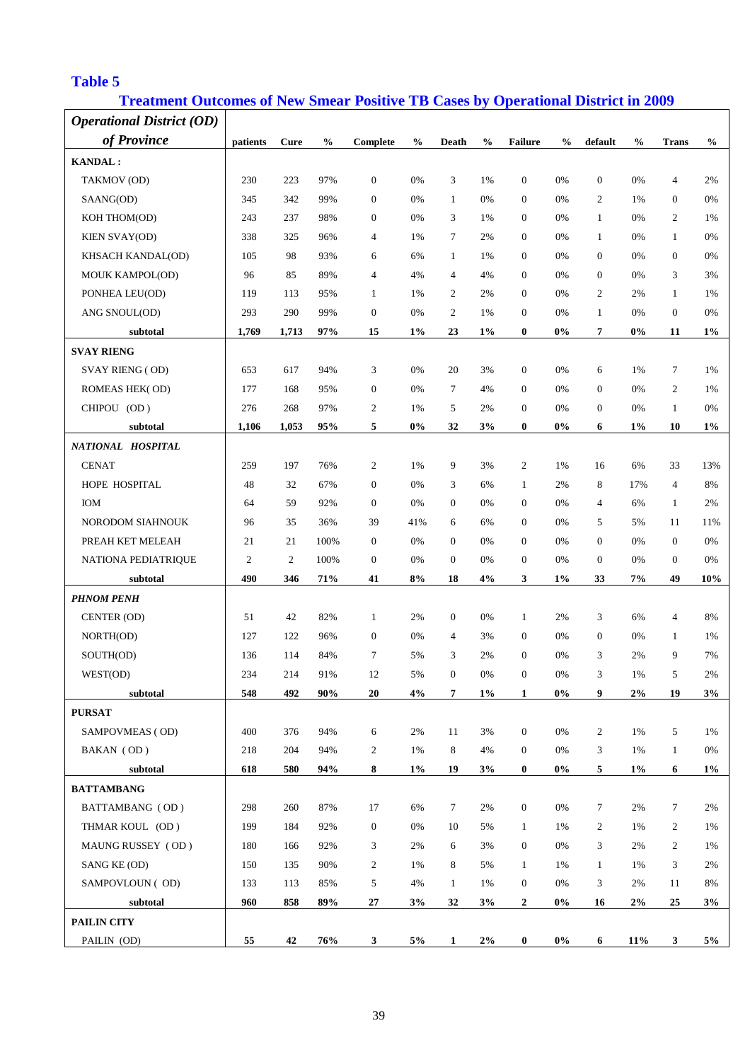## Table 5

### Treatment Outcomes of New Smear Positive TB Cases by Operational District in 2009

| *Operational District (OD) of Province* | patients | Cure | % | Complete | % | Death | % | Failure | % | default | % | Trans | % |
|---|---|---|---|---|---|---|---|---|---|---|---|---|---|
| **KANDAL :** | | | | | | | | | | | | | |
| TAKMOV (OD) | 230 | 223 | 97% | 0 | 0% | 3 | 1% | 0 | 0% | 0 | 0% | 4 | 2% |
| SAANG(OD) | 345 | 342 | 99% | 0 | 0% | 1 | 0% | 0 | 0% | 2 | 1% | 0 | 0% |
| KOH THOM(OD) | 243 | 237 | 98% | 0 | 0% | 3 | 1% | 0 | 0% | 1 | 0% | 2 | 1% |
| KIEN SVAY(OD) | 338 | 325 | 96% | 4 | 1% | 7 | 2% | 0 | 0% | 1 | 0% | 1 | 0% |
| KHSACH KANDAL(OD) | 105 | 98 | 93% | 6 | 6% | 1 | 1% | 0 | 0% | 0 | 0% | 0 | 0% |
| MOUK KAMPOL(OD) | 96 | 85 | 89% | 4 | 4% | 4 | 4% | 0 | 0% | 0 | 0% | 3 | 3% |
| PONHEA LEU(OD) | 119 | 113 | 95% | 1 | 1% | 2 | 2% | 0 | 0% | 2 | 2% | 1 | 1% |
| ANG SNOUL(OD) | 293 | 290 | 99% | 0 | 0% | 2 | 1% | 0 | 0% | 1 | 0% | 0 | 0% |
| **subtotal** | **1,769** | **1,713** | **97%** | **15** | **1%** | **23** | **1%** | **0** | **0%** | **7** | **0%** | **11** | **1%** |
| **SVAY RIENG** | | | | | | | | | | | | | |
| SVAY RIENG ( OD) | 653 | 617 | 94% | 3 | 0% | 20 | 3% | 0 | 0% | 6 | 1% | 7 | 1% |
| ROMEAS HEK( OD) | 177 | 168 | 95% | 0 | 0% | 7 | 4% | 0 | 0% | 0 | 0% | 2 | 1% |
| CHIPOU (OD ) | 276 | 268 | 97% | 2 | 1% | 5 | 2% | 0 | 0% | 0 | 0% | 1 | 0% |
| **subtotal** | **1,106** | **1,053** | **95%** | **5** | **0%** | **32** | **3%** | **0** | **0%** | **6** | **1%** | **10** | **1%** |
| ***NATIONAL HOSPITAL*** | | | | | | | | | | | | | |
| CENAT | 259 | 197 | 76% | 2 | 1% | 9 | 3% | 2 | 1% | 16 | 6% | 33 | 13% |
| HOPE HOSPITAL | 48 | 32 | 67% | 0 | 0% | 3 | 6% | 1 | 2% | 8 | 17% | 4 | 8% |
| IOM | 64 | 59 | 92% | 0 | 0% | 0 | 0% | 0 | 0% | 4 | 6% | 1 | 2% |
| NORODOM SIAHNOUK | 96 | 35 | 36% | 39 | 41% | 6 | 6% | 0 | 0% | 5 | 5% | 11 | 11% |
| PREAH KET MELEAH | 21 | 21 | 100% | 0 | 0% | 0 | 0% | 0 | 0% | 0 | 0% | 0 | 0% |
| NATIONA PEDIATRIQUE | 2 | 2 | 100% | 0 | 0% | 0 | 0% | 0 | 0% | 0 | 0% | 0 | 0% |
| **subtotal** | **490** | **346** | **71%** | **41** | **8%** | **18** | **4%** | **3** | **1%** | **33** | **7%** | **49** | **10%** |
| ***PHNOM PENH*** | | | | | | | | | | | | | |
| CENTER (OD) | 51 | 42 | 82% | 1 | 2% | 0 | 0% | 1 | 2% | 3 | 6% | 4 | 8% |
| NORTH(OD) | 127 | 122 | 96% | 0 | 0% | 4 | 3% | 0 | 0% | 0 | 0% | 1 | 1% |
| SOUTH(OD) | 136 | 114 | 84% | 7 | 5% | 3 | 2% | 0 | 0% | 3 | 2% | 9 | 7% |
| WEST(OD) | 234 | 214 | 91% | 12 | 5% | 0 | 0% | 0 | 0% | 3 | 1% | 5 | 2% |
| **subtotal** | **548** | **492** | **90%** | **20** | **4%** | **7** | **1%** | **1** | **0%** | **9** | **2%** | **19** | **3%** |
| **PURSAT** | | | | | | | | | | | | | |
| SAMPOVMEAS ( OD) | 400 | 376 | 94% | 6 | 2% | 11 | 3% | 0 | 0% | 2 | 1% | 5 | 1% |
| BAKAN ( OD ) | 218 | 204 | 94% | 2 | 1% | 8 | 4% | 0 | 0% | 3 | 1% | 1 | 0% |
| **subtotal** | **618** | **580** | **94%** | **8** | **1%** | **19** | **3%** | **0** | **0%** | **5** | **1%** | **6** | **1%** |
| **BATTAMBANG** | | | | | | | | | | | | | |
| BATTAMBANG ( OD ) | 298 | 260 | 87% | 17 | 6% | 7 | 2% | 0 | 0% | 7 | 2% | 7 | 2% |
| THMAR KOUL (OD ) | 199 | 184 | 92% | 0 | 0% | 10 | 5% | 1 | 1% | 2 | 1% | 2 | 1% |
| MAUNG RUSSEY ( OD ) | 180 | 166 | 92% | 3 | 2% | 6 | 3% | 0 | 0% | 3 | 2% | 2 | 1% |
| SANG KE (OD) | 150 | 135 | 90% | 2 | 1% | 8 | 5% | 1 | 1% | 1 | 1% | 3 | 2% |
| SAMPOVLOUN ( OD) | 133 | 113 | 85% | 5 | 4% | 1 | 1% | 0 | 0% | 3 | 2% | 11 | 8% |
| **subtotal** | **960** | **858** | **89%** | **27** | **3%** | **32** | **3%** | **2** | **0%** | **16** | **2%** | **25** | **3%** |
| **PAILIN CITY** | | | | | | | | | | | | | |
| PAILIN (OD) | **55** | **42** | **76%** | **3** | **5%** | **1** | **2%** | **0** | **0%** | **6** | **11%** | **3** | **5%** |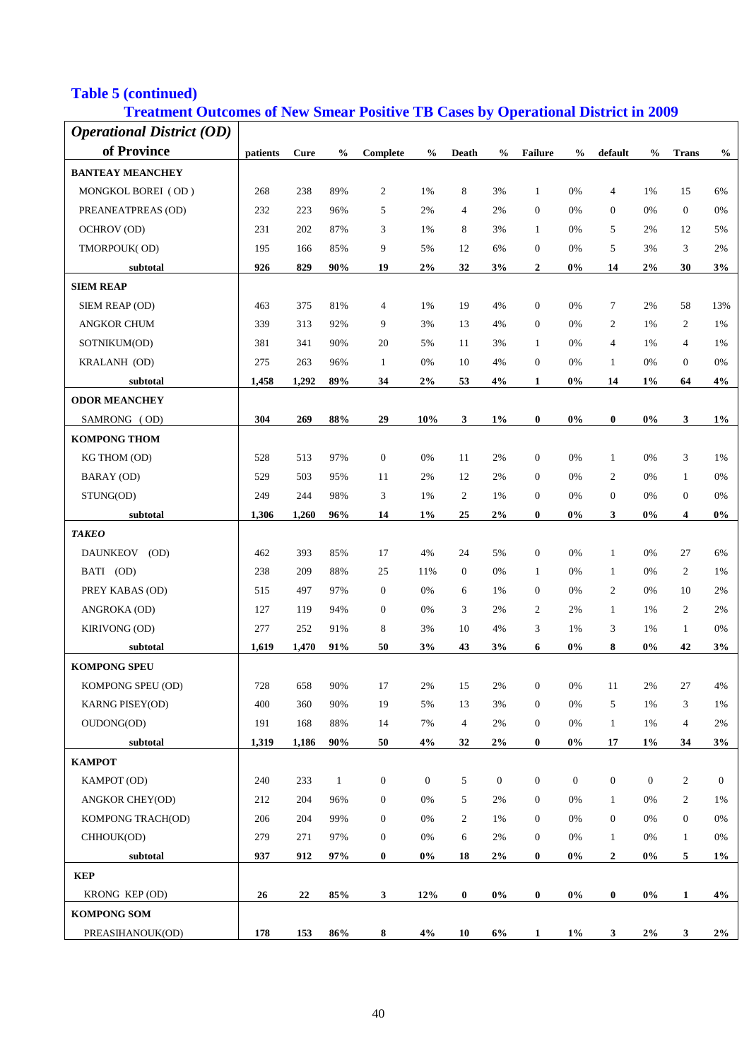## Table 5 (continued)

### Treatment Outcomes of New Smear Positive TB Cases by Operational District in 2009

| *Operational District (OD)* **of Province** | patients | Cure | % | Complete | % | Death | % | Failure | % | default | % | Trans | % |
|---|---|---|---|---|---|---|---|---|---|---|---|---|---|
| **BANTEAY MEANCHEY** | | | | | | | | | | | | | |
| MONGKOL BOREI ( OD ) | 268 | 238 | 89% | 2 | 1% | 8 | 3% | 1 | 0% | 4 | 1% | 15 | 6% |
| PREANEATPREAS (OD) | 232 | 223 | 96% | 5 | 2% | 4 | 2% | 0 | 0% | 0 | 0% | 0 | 0% |
| OCHROV (OD) | 231 | 202 | 87% | 3 | 1% | 8 | 3% | 1 | 0% | 5 | 2% | 12 | 5% |
| TMORPOUK( OD) | 195 | 166 | 85% | 9 | 5% | 12 | 6% | 0 | 0% | 5 | 3% | 3 | 2% |
| **subtotal** | **926** | **829** | **90%** | **19** | **2%** | **32** | **3%** | **2** | **0%** | **14** | **2%** | **30** | **3%** |
| **SIEM REAP** | | | | | | | | | | | | | |
| SIEM REAP (OD) | 463 | 375 | 81% | 4 | 1% | 19 | 4% | 0 | 0% | 7 | 2% | 58 | 13% |
| ANGKOR CHUM | 339 | 313 | 92% | 9 | 3% | 13 | 4% | 0 | 0% | 2 | 1% | 2 | 1% |
| SOTNIKUM(OD) | 381 | 341 | 90% | 20 | 5% | 11 | 3% | 1 | 0% | 4 | 1% | 4 | 1% |
| KRALANH (OD) | 275 | 263 | 96% | 1 | 0% | 10 | 4% | 0 | 0% | 1 | 0% | 0 | 0% |
| **subtotal** | **1,458** | **1,292** | **89%** | **34** | **2%** | **53** | **4%** | **1** | **0%** | **14** | **1%** | **64** | **4%** |
| **ODOR MEANCHEY** | | | | | | | | | | | | | |
| SAMRONG ( OD) | **304** | **269** | **88%** | **29** | **10%** | **3** | **1%** | **0** | **0%** | **0** | **0%** | **3** | **1%** |
| **KOMPONG THOM** | | | | | | | | | | | | | |
| KG THOM (OD) | 528 | 513 | 97% | 0 | 0% | 11 | 2% | 0 | 0% | 1 | 0% | 3 | 1% |
| BARAY (OD) | 529 | 503 | 95% | 11 | 2% | 12 | 2% | 0 | 0% | 2 | 0% | 1 | 0% |
| STUNG(OD) | 249 | 244 | 98% | 3 | 1% | 2 | 1% | 0 | 0% | 0 | 0% | 0 | 0% |
| **subtotal** | **1,306** | **1,260** | **96%** | **14** | **1%** | **25** | **2%** | **0** | **0%** | **3** | **0%** | **4** | **0%** |
| ***TAKEO*** | | | | | | | | | | | | | |
| DAUNKEOV (OD) | 462 | 393 | 85% | 17 | 4% | 24 | 5% | 0 | 0% | 1 | 0% | 27 | 6% |
| BATI (OD) | 238 | 209 | 88% | 25 | 11% | 0 | 0% | 1 | 0% | 1 | 0% | 2 | 1% |
| PREY KABAS (OD) | 515 | 497 | 97% | 0 | 0% | 6 | 1% | 0 | 0% | 2 | 0% | 10 | 2% |
| ANGROKA (OD) | 127 | 119 | 94% | 0 | 0% | 3 | 2% | 2 | 2% | 1 | 1% | 2 | 2% |
| KIRIVONG (OD) | 277 | 252 | 91% | 8 | 3% | 10 | 4% | 3 | 1% | 3 | 1% | 1 | 0% |
| **subtotal** | **1,619** | **1,470** | **91%** | **50** | **3%** | **43** | **3%** | **6** | **0%** | **8** | **0%** | **42** | **3%** |
| **KOMPONG SPEU** | | | | | | | | | | | | | |
| KOMPONG SPEU (OD) | 728 | 658 | 90% | 17 | 2% | 15 | 2% | 0 | 0% | 11 | 2% | 27 | 4% |
| KARNG PISEY(OD) | 400 | 360 | 90% | 19 | 5% | 13 | 3% | 0 | 0% | 5 | 1% | 3 | 1% |
| OUDONG(OD) | 191 | 168 | 88% | 14 | 7% | 4 | 2% | 0 | 0% | 1 | 1% | 4 | 2% |
| **subtotal** | **1,319** | **1,186** | **90%** | **50** | **4%** | **32** | **2%** | **0** | **0%** | **17** | **1%** | **34** | **3%** |
| **KAMPOT** | | | | | | | | | | | | | |
| KAMPOT (OD) | 240 | 233 | 1 | 0 | 0 | 5 | 0 | 0 | 0 | 0 | 0 | 2 | 0 |
| ANGKOR CHEY(OD) | 212 | 204 | 96% | 0 | 0% | 5 | 2% | 0 | 0% | 1 | 0% | 2 | 1% |
| KOMPONG TRACH(OD) | 206 | 204 | 99% | 0 | 0% | 2 | 1% | 0 | 0% | 0 | 0% | 0 | 0% |
| CHHOUK(OD) | 279 | 271 | 97% | 0 | 0% | 6 | 2% | 0 | 0% | 1 | 0% | 1 | 0% |
| **subtotal** | **937** | **912** | **97%** | **0** | **0%** | **18** | **2%** | **0** | **0%** | **2** | **0%** | **5** | **1%** |
| **KEP** | | | | | | | | | | | | | |
| KRONG KEP (OD) | **26** | **22** | **85%** | **3** | **12%** | **0** | **0%** | **0** | **0%** | **0** | **0%** | **1** | **4%** |
| **KOMPONG SOM** | | | | | | | | | | | | | |
| PREASIHANOUK(OD) | **178** | **153** | **86%** | **8** | **4%** | **10** | **6%** | **1** | **1%** | **3** | **2%** | **3** | **2%** |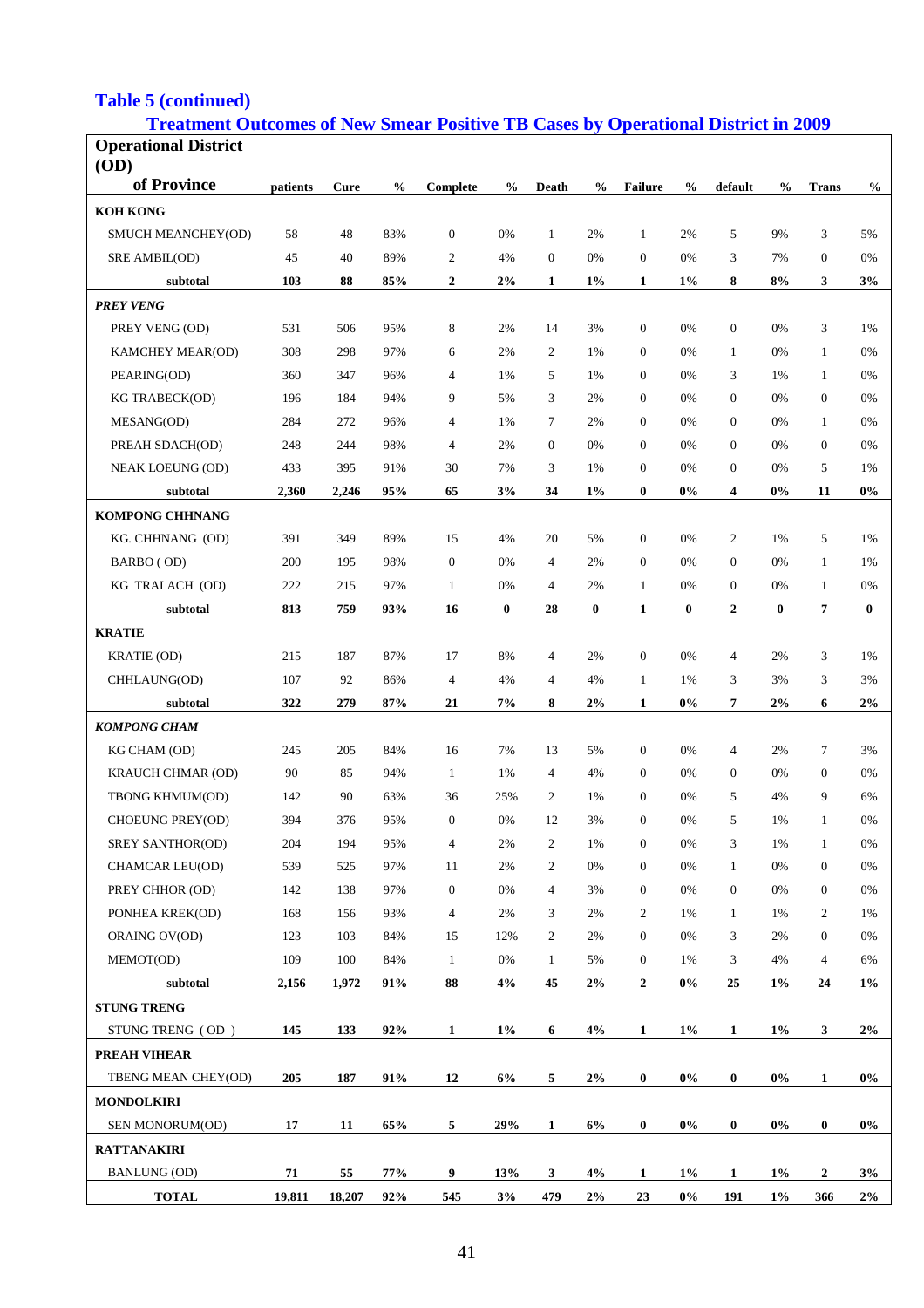## Table 5 (continued)

### Treatment Outcomes of New Smear Positive TB Cases by Operational District in 2009

| Operational District (OD) of Province | patients | Cure | % | Complete | % | Death | % | Failure | % | default | % | Trans | % |
|---|---|---|---|---|---|---|---|---|---|---|---|---|---|
| **KOH KONG** | | | | | | | | | | | | | |
| SMUCH MEANCHEY(OD) | 58 | 48 | 83% | 0 | 0% | 1 | 2% | 1 | 2% | 5 | 9% | 3 | 5% |
| SRE AMBIL(OD) | 45 | 40 | 89% | 2 | 4% | 0 | 0% | 0 | 0% | 3 | 7% | 0 | 0% |
| **subtotal** | **103** | **88** | **85%** | **2** | **2%** | **1** | **1%** | **1** | **1%** | **8** | **8%** | **3** | **3%** |
| ***PREY VENG*** | | | | | | | | | | | | | |
| PREY VENG (OD) | 531 | 506 | 95% | 8 | 2% | 14 | 3% | 0 | 0% | 0 | 0% | 3 | 1% |
| KAMCHEY MEAR(OD) | 308 | 298 | 97% | 6 | 2% | 2 | 1% | 0 | 0% | 1 | 0% | 1 | 0% |
| PEARING(OD) | 360 | 347 | 96% | 4 | 1% | 5 | 1% | 0 | 0% | 3 | 1% | 1 | 0% |
| KG TRABECK(OD) | 196 | 184 | 94% | 9 | 5% | 3 | 2% | 0 | 0% | 0 | 0% | 0 | 0% |
| MESANG(OD) | 284 | 272 | 96% | 4 | 1% | 7 | 2% | 0 | 0% | 0 | 0% | 1 | 0% |
| PREAH SDACH(OD) | 248 | 244 | 98% | 4 | 2% | 0 | 0% | 0 | 0% | 0 | 0% | 0 | 0% |
| NEAK LOEUNG (OD) | 433 | 395 | 91% | 30 | 7% | 3 | 1% | 0 | 0% | 0 | 0% | 5 | 1% |
| **subtotal** | **2,360** | **2,246** | **95%** | **65** | **3%** | **34** | **1%** | **0** | **0%** | **4** | **0%** | **11** | **0%** |
| **KOMPONG CHHNANG** | | | | | | | | | | | | | |
| KG. CHHNANG (OD) | 391 | 349 | 89% | 15 | 4% | 20 | 5% | 0 | 0% | 2 | 1% | 5 | 1% |
| BARBO ( OD) | 200 | 195 | 98% | 0 | 0% | 4 | 2% | 0 | 0% | 0 | 0% | 1 | 1% |
| KG TRALACH (OD) | 222 | 215 | 97% | 1 | 0% | 4 | 2% | 1 | 0% | 0 | 0% | 1 | 0% |
| **subtotal** | **813** | **759** | **93%** | **16** | **0** | **28** | **0** | **1** | **0** | **2** | **0** | **7** | **0** |
| **KRATIE** | | | | | | | | | | | | | |
| KRATIE (OD) | 215 | 187 | 87% | 17 | 8% | 4 | 2% | 0 | 0% | 4 | 2% | 3 | 1% |
| CHHLAUNG(OD) | 107 | 92 | 86% | 4 | 4% | 4 | 4% | 1 | 1% | 3 | 3% | 3 | 3% |
| **subtotal** | **322** | **279** | **87%** | **21** | **7%** | **8** | **2%** | **1** | **0%** | **7** | **2%** | **6** | **2%** |
| ***KOMPONG CHAM*** | | | | | | | | | | | | | |
| KG CHAM (OD) | 245 | 205 | 84% | 16 | 7% | 13 | 5% | 0 | 0% | 4 | 2% | 7 | 3% |
| KRAUCH CHMAR (OD) | 90 | 85 | 94% | 1 | 1% | 4 | 4% | 0 | 0% | 0 | 0% | 0 | 0% |
| TBONG KHMUM(OD) | 142 | 90 | 63% | 36 | 25% | 2 | 1% | 0 | 0% | 5 | 4% | 9 | 6% |
| CHOEUNG PREY(OD) | 394 | 376 | 95% | 0 | 0% | 12 | 3% | 0 | 0% | 5 | 1% | 1 | 0% |
| SREY SANTHOR(OD) | 204 | 194 | 95% | 4 | 2% | 2 | 1% | 0 | 0% | 3 | 1% | 1 | 0% |
| CHAMCAR LEU(OD) | 539 | 525 | 97% | 11 | 2% | 2 | 0% | 0 | 0% | 1 | 0% | 0 | 0% |
| PREY CHHOR (OD) | 142 | 138 | 97% | 0 | 0% | 4 | 3% | 0 | 0% | 0 | 0% | 0 | 0% |
| PONHEA KREK(OD) | 168 | 156 | 93% | 4 | 2% | 3 | 2% | 2 | 1% | 1 | 1% | 2 | 1% |
| ORAING OV(OD) | 123 | 103 | 84% | 15 | 12% | 2 | 2% | 0 | 0% | 3 | 2% | 0 | 0% |
| MEMOT(OD) | 109 | 100 | 84% | 1 | 0% | 1 | 5% | 0 | 1% | 3 | 4% | 4 | 6% |
| **subtotal** | **2,156** | **1,972** | **91%** | **88** | **4%** | **45** | **2%** | **2** | **0%** | **25** | **1%** | **24** | **1%** |
| **STUNG TRENG** | | | | | | | | | | | | | |
| STUNG TRENG ( OD ) | **145** | **133** | **92%** | **1** | **1%** | **6** | **4%** | **1** | **1%** | **1** | **1%** | **3** | **2%** |
| **PREAH VIHEAR** | | | | | | | | | | | | | |
| TBENG MEAN CHEY(OD) | **205** | **187** | **91%** | **12** | **6%** | **5** | **2%** | **0** | **0%** | **0** | **0%** | **1** | **0%** |
| **MONDOLKIRI** | | | | | | | | | | | | | |
| SEN MONORUM(OD) | **17** | **11** | **65%** | **5** | **29%** | **1** | **6%** | **0** | **0%** | **0** | **0%** | **0** | **0%** |
| **RATTANAKIRI** | | | | | | | | | | | | | |
| BANLUNG (OD) | **71** | **55** | **77%** | **9** | **13%** | **3** | **4%** | **1** | **1%** | **1** | **1%** | **2** | **3%** |
| **TOTAL** | **19,811** | **18,207** | **92%** | **545** | **3%** | **479** | **2%** | **23** | **0%** | **191** | **1%** | **366** | **2%** |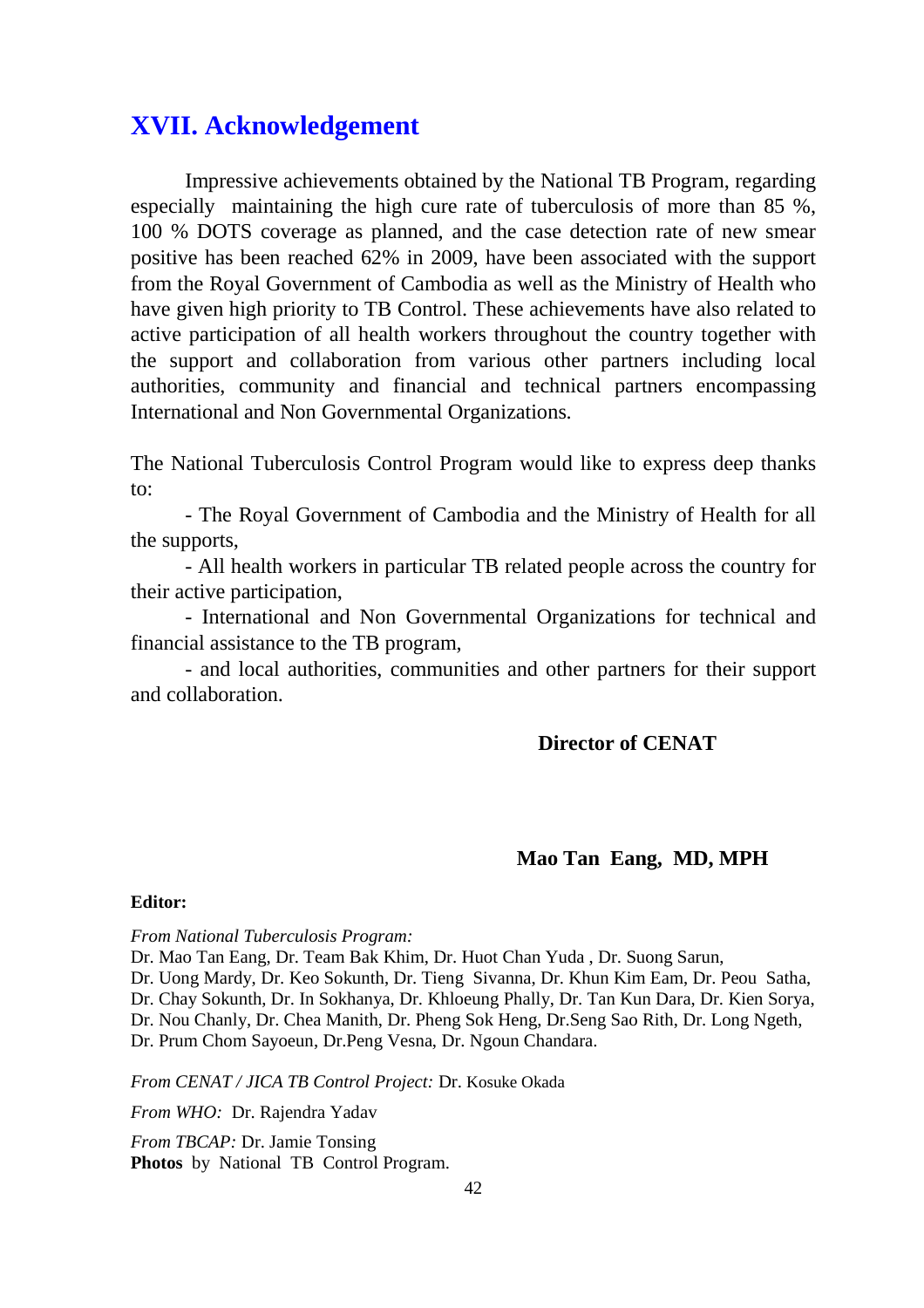# XVII. Acknowledgement

Impressive achievements obtained by the National TB Program, regarding especially maintaining the high cure rate of tuberculosis of more than 85 %, 100 % DOTS coverage as planned, and the case detection rate of new smear positive has been reached 62% in 2009, have been associated with the support from the Royal Government of Cambodia as well as the Ministry of Health who have given high priority to TB Control. These achievements have also related to active participation of all health workers throughout the country together with the support and collaboration from various other partners including local authorities, community and financial and technical partners encompassing International and Non Governmental Organizations.

The National Tuberculosis Control Program would like to express deep thanks to:

- The Royal Government of Cambodia and the Ministry of Health for all the supports,
- All health workers in particular TB related people across the country for their active participation,
- International and Non Governmental Organizations for technical and financial assistance to the TB program,
- and local authorities, communities and other partners for their support and collaboration.

**Director of CENAT**

**Mao Tan Eang, MD, MPH**

**Editor:**

*From National Tuberculosis Program:*
Dr. Mao Tan Eang, Dr. Team Bak Khim, Dr. Huot Chan Yuda , Dr. Suong Sarun, Dr. Uong Mardy, Dr. Keo Sokunth, Dr. Tieng Sivanna, Dr. Khun Kim Eam, Dr. Peou Satha, Dr. Chay Sokunth, Dr. In Sokhanya, Dr. Khloeung Phally, Dr. Tan Kun Dara, Dr. Kien Sorya, Dr. Nou Chanly, Dr. Chea Manith, Dr. Pheng Sok Heng, Dr.Seng Sao Rith, Dr. Long Ngeth, Dr. Prum Chom Sayoeun, Dr.Peng Vesna, Dr. Ngoun Chandara.

*From CENAT / JICA TB Control Project:* Dr. Kosuke Okada

*From WHO:* Dr. Rajendra Yadav

*From TBCAP:* Dr. Jamie Tonsing
**Photos** by National TB Control Program.